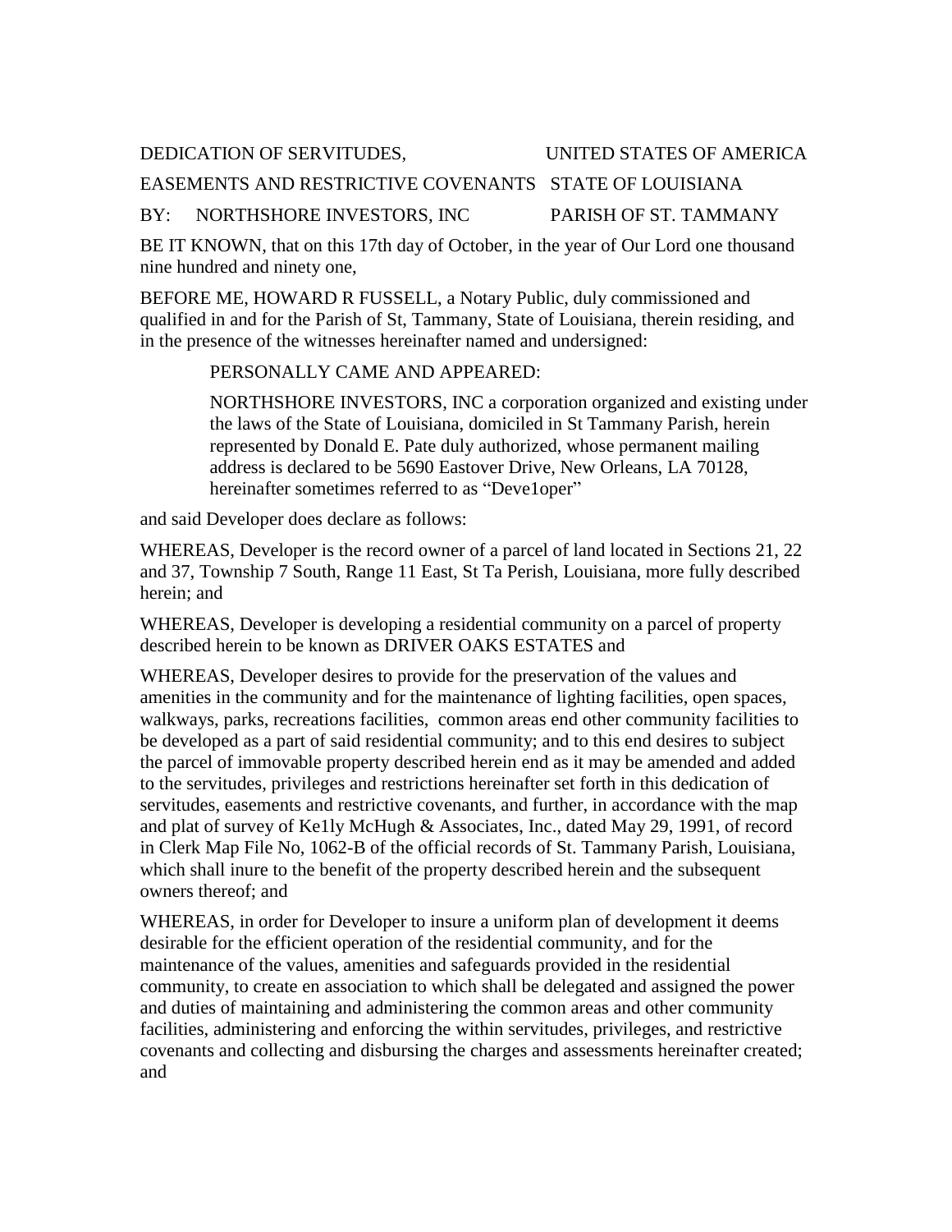DEDICATION OF SERVITUDES, UNITED STATES OF AMERICA

EASEMENTS AND RESTRICTIVE COVENANTS STATE OF LOUISIANA

BY: NORTHSHORE INVESTORS, INC PARISH OF ST. TAMMANY

BE IT KNOWN, that on this 17th day of October, in the year of Our Lord one thousand nine hundred and ninety one,

BEFORE ME, HOWARD R FUSSELL, a Notary Public, duly commissioned and qualified in and for the Parish of St, Tammany, State of Louisiana, therein residing, and in the presence of the witnesses hereinafter named and undersigned:

> PERSONALLY CAME AND APPEARED:
>
> NORTHSHORE INVESTORS, INC a corporation organized and existing under the laws of the State of Louisiana, domiciled in St Tammany Parish, herein represented by Donald E. Pate duly authorized, whose permanent mailing address is declared to be 5690 Eastover Drive, New Orleans, LA 70128, hereinafter sometimes referred to as "Deve1oper"

and said Developer does declare as follows:

WHEREAS, Developer is the record owner of a parcel of land located in Sections 21, 22 and 37, Township 7 South, Range 11 East, St Ta Perish, Louisiana, more fully described herein; and

WHEREAS, Developer is developing a residential community on a parcel of property described herein to be known as DRIVER OAKS ESTATES and

WHEREAS, Developer desires to provide for the preservation of the values and amenities in the community and for the maintenance of lighting facilities, open spaces, walkways, parks, recreations facilities, common areas end other community facilities to be developed as a part of said residential community; and to this end desires to subject the parcel of immovable property described herein end as it may be amended and added to the servitudes, privileges and restrictions hereinafter set forth in this dedication of servitudes, easements and restrictive covenants, and further, in accordance with the map and plat of survey of Ke1ly McHugh & Associates, Inc., dated May 29, 1991, of record in Clerk Map File No, 1062-B of the official records of St. Tammany Parish, Louisiana, which shall inure to the benefit of the property described herein and the subsequent owners thereof; and

WHEREAS, in order for Developer to insure a uniform plan of development it deems desirable for the efficient operation of the residential community, and for the maintenance of the values, amenities and safeguards provided in the residential community, to create en association to which shall be delegated and assigned the power and duties of maintaining and administering the common areas and other community facilities, administering and enforcing the within servitudes, privileges, and restrictive covenants and collecting and disbursing the charges and assessments hereinafter created; and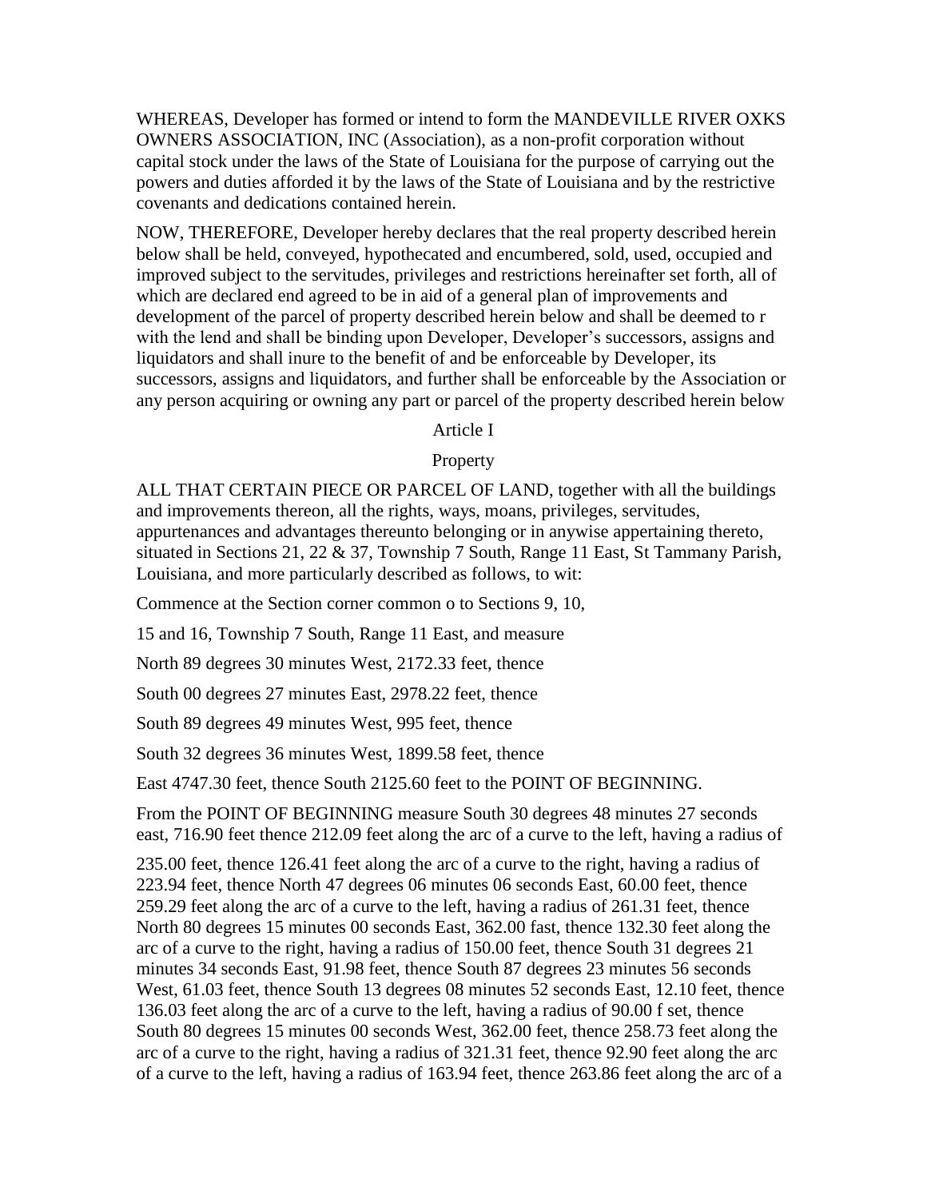WHEREAS, Developer has formed or intend to form the MANDEVILLE RIVER OXKS OWNERS ASSOCIATION, INC (Association), as a non-profit corporation without capital stock under the laws of the State of Louisiana for the purpose of carrying out the powers and duties afforded it by the laws of the State of Louisiana and by the restrictive covenants and dedications contained herein.

NOW, THEREFORE, Developer hereby declares that the real property described herein below shall be held, conveyed, hypothecated and encumbered, sold, used, occupied and improved subject to the servitudes, privileges and restrictions hereinafter set forth, all of which are declared end agreed to be in aid of a general plan of improvements and development of the parcel of property described herein below and shall be deemed to r with the lend and shall be binding upon Developer, Developer's successors, assigns and liquidators and shall inure to the benefit of and be enforceable by Developer, its successors, assigns and liquidators, and further shall be enforceable by the Association or any person acquiring or owning any part or parcel of the property described herein below

## Article I

## Property

ALL THAT CERTAIN PIECE OR PARCEL OF LAND, together with all the buildings and improvements thereon, all the rights, ways, moans, privileges, servitudes, appurtenances and advantages thereunto belonging or in anywise appertaining thereto, situated in Sections 21, 22 & 37, Township 7 South, Range 11 East, St Tammany Parish, Louisiana, and more particularly described as follows, to wit:

Commence at the Section corner common o to Sections 9, 10,

15 and 16, Township 7 South, Range 11 East, and measure

North 89 degrees 30 minutes West, 2172.33 feet, thence

South 00 degrees 27 minutes East, 2978.22 feet, thence

South 89 degrees 49 minutes West, 995 feet, thence

South 32 degrees 36 minutes West, 1899.58 feet, thence

East 4747.30 feet, thence South 2125.60 feet to the POINT OF BEGINNING.

From the POINT OF BEGINNING measure South 30 degrees 48 minutes 27 seconds east, 716.90 feet thence 212.09 feet along the arc of a curve to the left, having a radius of 235.00 feet, thence 126.41 feet along the arc of a curve to the right, having a radius of 223.94 feet, thence North 47 degrees 06 minutes 06 seconds East, 60.00 feet, thence 259.29 feet along the arc of a curve to the left, having a radius of 261.31 feet, thence North 80 degrees 15 minutes 00 seconds East, 362.00 fast, thence 132.30 feet along the arc of a curve to the right, having a radius of 150.00 feet, thence South 31 degrees 21 minutes 34 seconds East, 91.98 feet, thence South 87 degrees 23 minutes 56 seconds West, 61.03 feet, thence South 13 degrees 08 minutes 52 seconds East, 12.10 feet, thence 136.03 feet along the arc of a curve to the left, having a radius of 90.00 f set, thence South 80 degrees 15 minutes 00 seconds West, 362.00 feet, thence 258.73 feet along the arc of a curve to the right, having a radius of 321.31 feet, thence 92.90 feet along the arc of a curve to the left, having a radius of 163.94 feet, thence 263.86 feet along the arc of a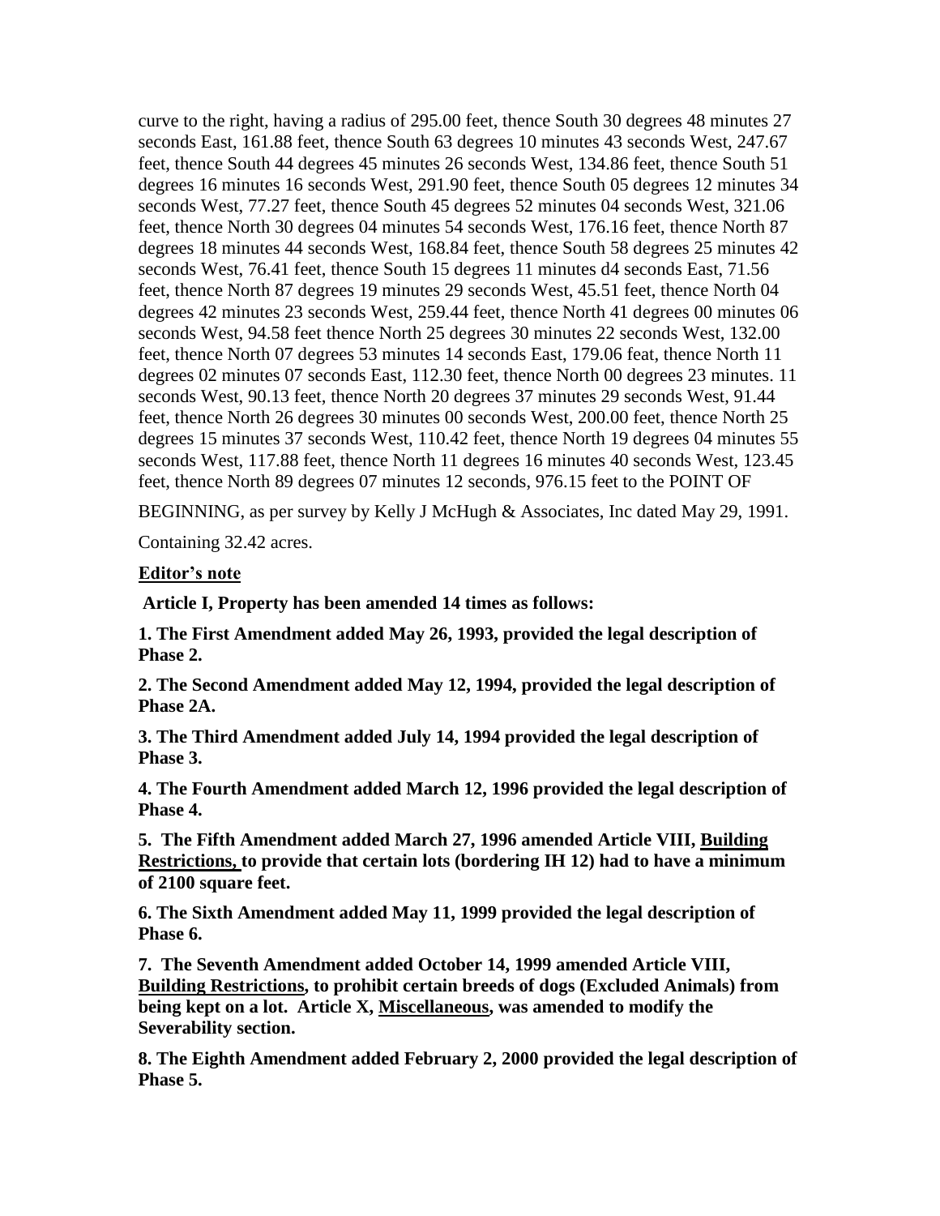curve to the right, having a radius of 295.00 feet, thence South 30 degrees 48 minutes 27 seconds East, 161.88 feet, thence South 63 degrees 10 minutes 43 seconds West, 247.67 feet, thence South 44 degrees 45 minutes 26 seconds West, 134.86 feet, thence South 51 degrees 16 minutes 16 seconds West, 291.90 feet, thence South 05 degrees 12 minutes 34 seconds West, 77.27 feet, thence South 45 degrees 52 minutes 04 seconds West, 321.06 feet, thence North 30 degrees 04 minutes 54 seconds West, 176.16 feet, thence North 87 degrees 18 minutes 44 seconds West, 168.84 feet, thence South 58 degrees 25 minutes 42 seconds West, 76.41 feet, thence South 15 degrees 11 minutes d4 seconds East, 71.56 feet, thence North 87 degrees 19 minutes 29 seconds West, 45.51 feet, thence North 04 degrees 42 minutes 23 seconds West, 259.44 feet, thence North 41 degrees 00 minutes 06 seconds West, 94.58 feet thence North 25 degrees 30 minutes 22 seconds West, 132.00 feet, thence North 07 degrees 53 minutes 14 seconds East, 179.06 feat, thence North 11 degrees 02 minutes 07 seconds East, 112.30 feet, thence North 00 degrees 23 minutes. 11 seconds West, 90.13 feet, thence North 20 degrees 37 minutes 29 seconds West, 91.44 feet, thence North 26 degrees 30 minutes 00 seconds West, 200.00 feet, thence North 25 degrees 15 minutes 37 seconds West, 110.42 feet, thence North 19 degrees 04 minutes 55 seconds West, 117.88 feet, thence North 11 degrees 16 minutes 40 seconds West, 123.45 feet, thence North 89 degrees 07 minutes 12 seconds, 976.15 feet to the POINT OF BEGINNING, as per survey by Kelly J McHugh & Associates, Inc dated May 29, 1991.

Containing 32.42 acres.

**Editor's note**

**Article I, Property has been amended 14 times as follows:**

**1. The First Amendment added May 26, 1993, provided the legal description of Phase 2.**

**2. The Second Amendment added May 12, 1994, provided the legal description of Phase 2A.**

**3. The Third Amendment added July 14, 1994 provided the legal description of Phase 3.**

**4. The Fourth Amendment added March 12, 1996 provided the legal description of Phase 4.**

**5. The Fifth Amendment added March 27, 1996 amended Article VIII, Building Restrictions, to provide that certain lots (bordering IH 12) had to have a minimum of 2100 square feet.**

**6. The Sixth Amendment added May 11, 1999 provided the legal description of Phase 6.**

**7. The Seventh Amendment added October 14, 1999 amended Article VIII, Building Restrictions, to prohibit certain breeds of dogs (Excluded Animals) from being kept on a lot. Article X, Miscellaneous, was amended to modify the Severability section.**

**8. The Eighth Amendment added February 2, 2000 provided the legal description of Phase 5.**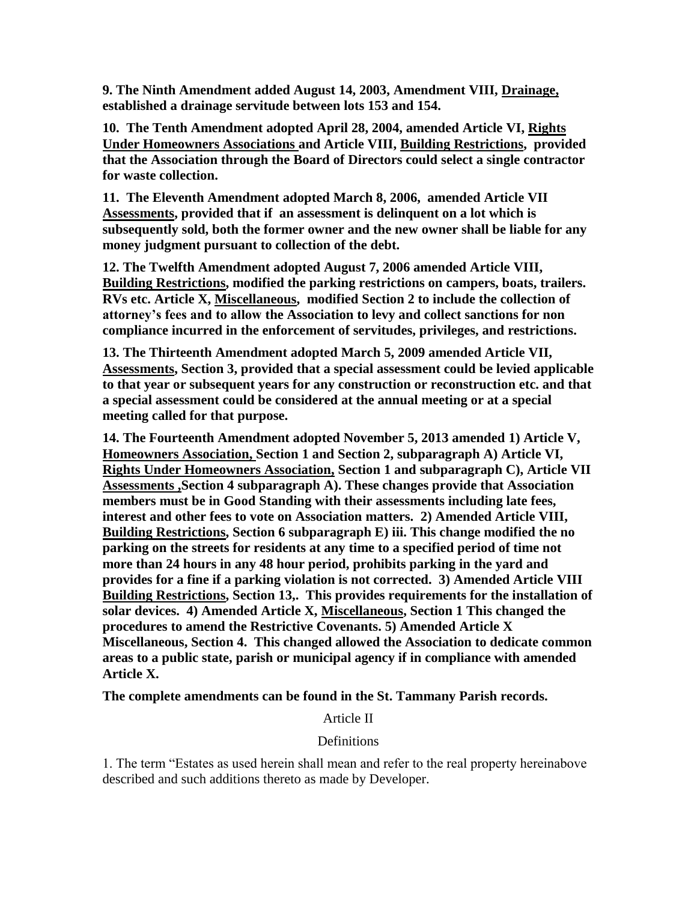**9. The Ninth Amendment added August 14, 2003, Amendment VIII, Drainage, established a drainage servitude between lots 153 and 154.**

**10. The Tenth Amendment adopted April 28, 2004, amended Article VI, Rights Under Homeowners Associations and Article VIII, Building Restrictions, provided that the Association through the Board of Directors could select a single contractor for waste collection.**

**11. The Eleventh Amendment adopted March 8, 2006, amended Article VII Assessments, provided that if an assessment is delinquent on a lot which is subsequently sold, both the former owner and the new owner shall be liable for any money judgment pursuant to collection of the debt.**

**12. The Twelfth Amendment adopted August 7, 2006 amended Article VIII, Building Restrictions, modified the parking restrictions on campers, boats, trailers. RVs etc. Article X, Miscellaneous, modified Section 2 to include the collection of attorney's fees and to allow the Association to levy and collect sanctions for non compliance incurred in the enforcement of servitudes, privileges, and restrictions.**

**13. The Thirteenth Amendment adopted March 5, 2009 amended Article VII, Assessments, Section 3, provided that a special assessment could be levied applicable to that year or subsequent years for any construction or reconstruction etc. and that a special assessment could be considered at the annual meeting or at a special meeting called for that purpose.**

**14. The Fourteenth Amendment adopted November 5, 2013 amended 1) Article V, Homeowners Association, Section 1 and Section 2, subparagraph A) Article VI, Rights Under Homeowners Association, Section 1 and subparagraph C), Article VII Assessments ,Section 4 subparagraph A). These changes provide that Association members must be in Good Standing with their assessments including late fees, interest and other fees to vote on Association matters. 2) Amended Article VIII, Building Restrictions, Section 6 subparagraph E) iii. This change modified the no parking on the streets for residents at any time to a specified period of time not more than 24 hours in any 48 hour period, prohibits parking in the yard and provides for a fine if a parking violation is not corrected. 3) Amended Article VIII Building Restrictions, Section 13,. This provides requirements for the installation of solar devices. 4) Amended Article X, Miscellaneous, Section 1 This changed the procedures to amend the Restrictive Covenants. 5) Amended Article X Miscellaneous, Section 4. This changed allowed the Association to dedicate common areas to a public state, parish or municipal agency if in compliance with amended Article X.**

**The complete amendments can be found in the St. Tammany Parish records.**

## Article II

## Definitions

1. The term "Estates as used herein shall mean and refer to the real property hereinabove described and such additions thereto as made by Developer.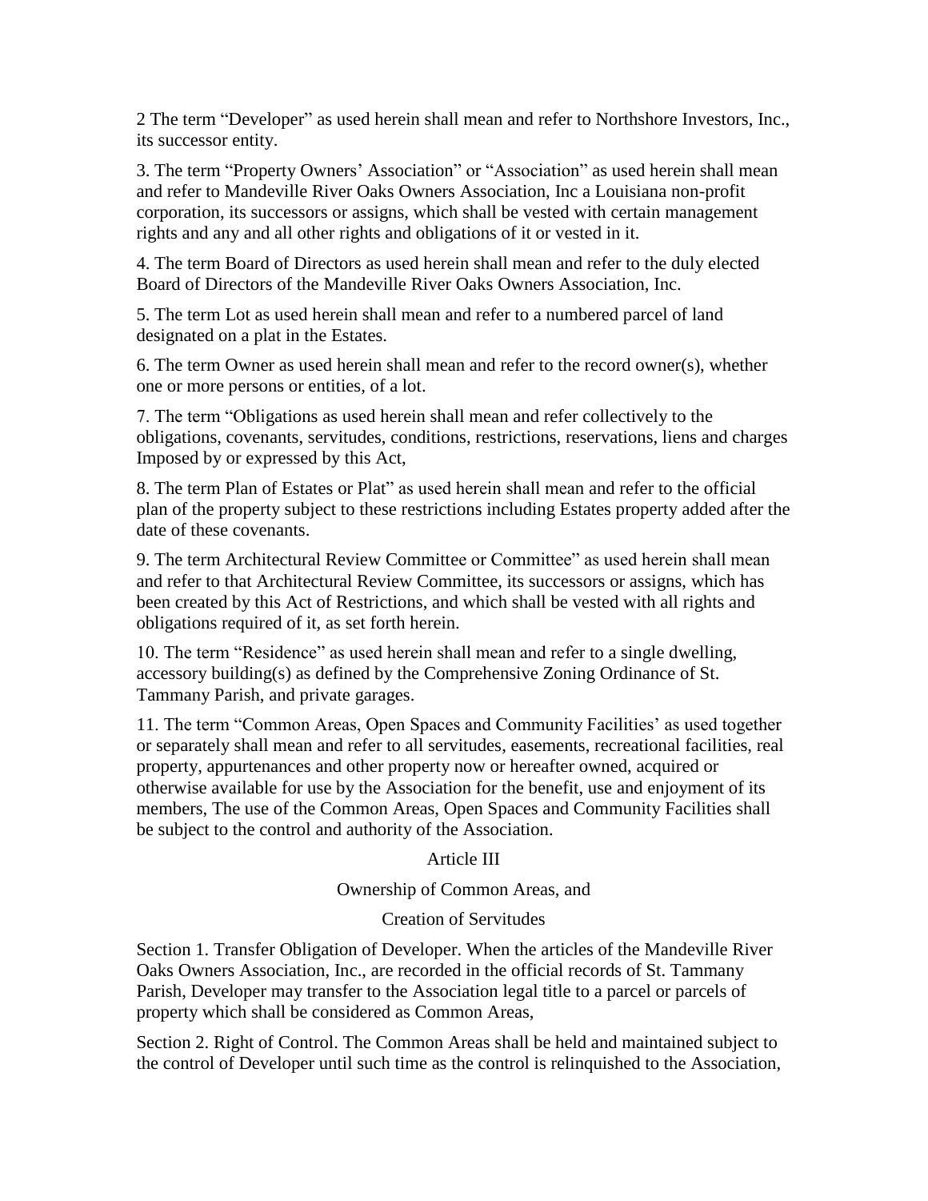2 The term “Developer” as used herein shall mean and refer to Northshore Investors, Inc., its successor entity.

3. The term “Property Owners’ Association” or “Association” as used herein shall mean and refer to Mandeville River Oaks Owners Association, Inc a Louisiana non-profit corporation, its successors or assigns, which shall be vested with certain management rights and any and all other rights and obligations of it or vested in it.

4. The term Board of Directors as used herein shall mean and refer to the duly elected Board of Directors of the Mandeville River Oaks Owners Association, Inc.

5. The term Lot as used herein shall mean and refer to a numbered parcel of land designated on a plat in the Estates.

6. The term Owner as used herein shall mean and refer to the record owner(s), whether one or more persons or entities, of a lot.

7. The term “Obligations as used herein shall mean and refer collectively to the obligations, covenants, servitudes, conditions, restrictions, reservations, liens and charges Imposed by or expressed by this Act,

8. The term Plan of Estates or Plat” as used herein shall mean and refer to the official plan of the property subject to these restrictions including Estates property added after the date of these covenants.

9. The term Architectural Review Committee or Committee” as used herein shall mean and refer to that Architectural Review Committee, its successors or assigns, which has been created by this Act of Restrictions, and which shall be vested with all rights and obligations required of it, as set forth herein.

10. The term “Residence” as used herein shall mean and refer to a single dwelling, accessory building(s) as defined by the Comprehensive Zoning Ordinance of St. Tammany Parish, and private garages.

11. The term “Common Areas, Open Spaces and Community Facilities’ as used together or separately shall mean and refer to all servitudes, easements, recreational facilities, real property, appurtenances and other property now or hereafter owned, acquired or otherwise available for use by the Association for the benefit, use and enjoyment of its members, The use of the Common Areas, Open Spaces and Community Facilities shall be subject to the control and authority of the Association.

## Article III

## Ownership of Common Areas, and

## Creation of Servitudes

Section 1. Transfer Obligation of Developer. When the articles of the Mandeville River Oaks Owners Association, Inc., are recorded in the official records of St. Tammany Parish, Developer may transfer to the Association legal title to a parcel or parcels of property which shall be considered as Common Areas,

Section 2. Right of Control. The Common Areas shall be held and maintained subject to the control of Developer until such time as the control is relinquished to the Association,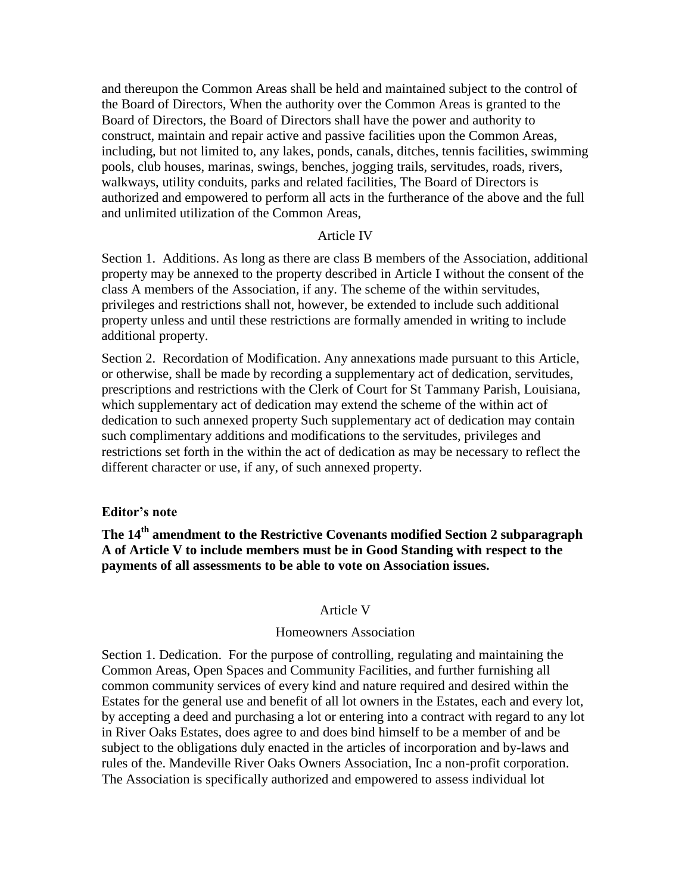and thereupon the Common Areas shall be held and maintained subject to the control of the Board of Directors, When the authority over the Common Areas is granted to the Board of Directors, the Board of Directors shall have the power and authority to construct, maintain and repair active and passive facilities upon the Common Areas, including, but not limited to, any lakes, ponds, canals, ditches, tennis facilities, swimming pools, club houses, marinas, swings, benches, jogging trails, servitudes, roads, rivers, walkways, utility conduits, parks and related facilities, The Board of Directors is authorized and empowered to perform all acts in the furtherance of the above and the full and unlimited utilization of the Common Areas,

## Article IV

Section 1. Additions. As long as there are class B members of the Association, additional property may be annexed to the property described in Article I without the consent of the class A members of the Association, if any. The scheme of the within servitudes, privileges and restrictions shall not, however, be extended to include such additional property unless and until these restrictions are formally amended in writing to include additional property.

Section 2. Recordation of Modification. Any annexations made pursuant to this Article, or otherwise, shall be made by recording a supplementary act of dedication, servitudes, prescriptions and restrictions with the Clerk of Court for St Tammany Parish, Louisiana, which supplementary act of dedication may extend the scheme of the within act of dedication to such annexed property Such supplementary act of dedication may contain such complimentary additions and modifications to the servitudes, privileges and restrictions set forth in the within the act of dedication as may be necessary to reflect the different character or use, if any, of such annexed property.

**Editor's note**

**The 14th amendment to the Restrictive Covenants modified Section 2 subparagraph A of Article V to include members must be in Good Standing with respect to the payments of all assessments to be able to vote on Association issues.**

## Article V

### Homeowners Association

Section 1. Dedication. For the purpose of controlling, regulating and maintaining the Common Areas, Open Spaces and Community Facilities, and further furnishing all common community services of every kind and nature required and desired within the Estates for the general use and benefit of all lot owners in the Estates, each and every lot, by accepting a deed and purchasing a lot or entering into a contract with regard to any lot in River Oaks Estates, does agree to and does bind himself to be a member of and be subject to the obligations duly enacted in the articles of incorporation and by-laws and rules of the. Mandeville River Oaks Owners Association, Inc a non-profit corporation. The Association is specifically authorized and empowered to assess individual lot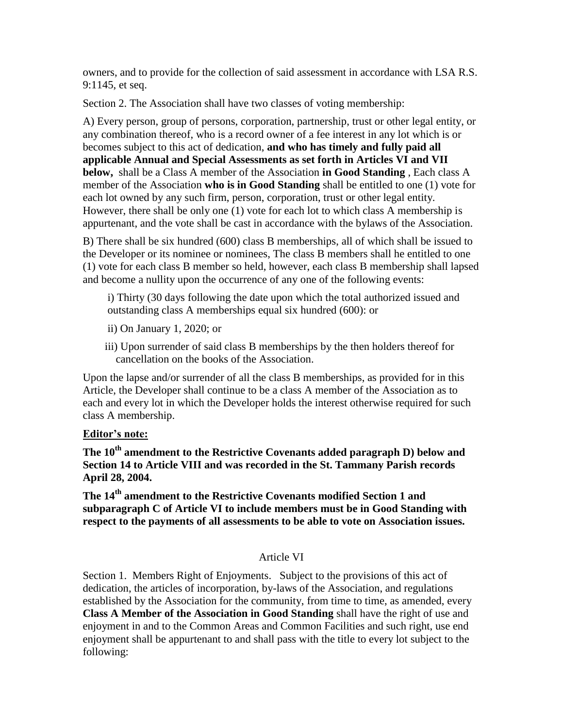owners, and to provide for the collection of said assessment in accordance with LSA R.S. 9:1145, et seq.

Section 2. The Association shall have two classes of voting membership:

A) Every person, group of persons, corporation, partnership, trust or other legal entity, or any combination thereof, who is a record owner of a fee interest in any lot which is or becomes subject to this act of dedication, **and who has timely and fully paid all applicable Annual and Special Assessments as set forth in Articles VI and VII below,** shall be a Class A member of the Association **in Good Standing** , Each class A member of the Association **who is in Good Standing** shall be entitled to one (1) vote for each lot owned by any such firm, person, corporation, trust or other legal entity. However, there shall be only one (1) vote for each lot to which class A membership is appurtenant, and the vote shall be cast in accordance with the bylaws of the Association.

B) There shall be six hundred (600) class B memberships, all of which shall be issued to the Developer or its nominee or nominees, The class B members shall he entitled to one (1) vote for each class B member so held, however, each class B membership shall lapsed and become a nullity upon the occurrence of any one of the following events:

i) Thirty (30 days following the date upon which the total authorized issued and outstanding class A memberships equal six hundred (600): or

ii) On January 1, 2020; or

iii) Upon surrender of said class B memberships by the then holders thereof for cancellation on the books of the Association.

Upon the lapse and/or surrender of all the class B memberships, as provided for in this Article, the Developer shall continue to be a class A member of the Association as to each and every lot in which the Developer holds the interest otherwise required for such class A membership.

**Editor's note:**

**The 10th amendment to the Restrictive Covenants added paragraph D) below and Section 14 to Article VIII and was recorded in the St. Tammany Parish records April 28, 2004.**

**The 14th amendment to the Restrictive Covenants modified Section 1 and subparagraph C of Article VI to include members must be in Good Standing with respect to the payments of all assessments to be able to vote on Association issues.**

## Article VI

Section 1. Members Right of Enjoyments. Subject to the provisions of this act of dedication, the articles of incorporation, by-laws of the Association, and regulations established by the Association for the community, from time to time, as amended, every **Class A Member of the Association in Good Standing** shall have the right of use and enjoyment in and to the Common Areas and Common Facilities and such right, use end enjoyment shall be appurtenant to and shall pass with the title to every lot subject to the following: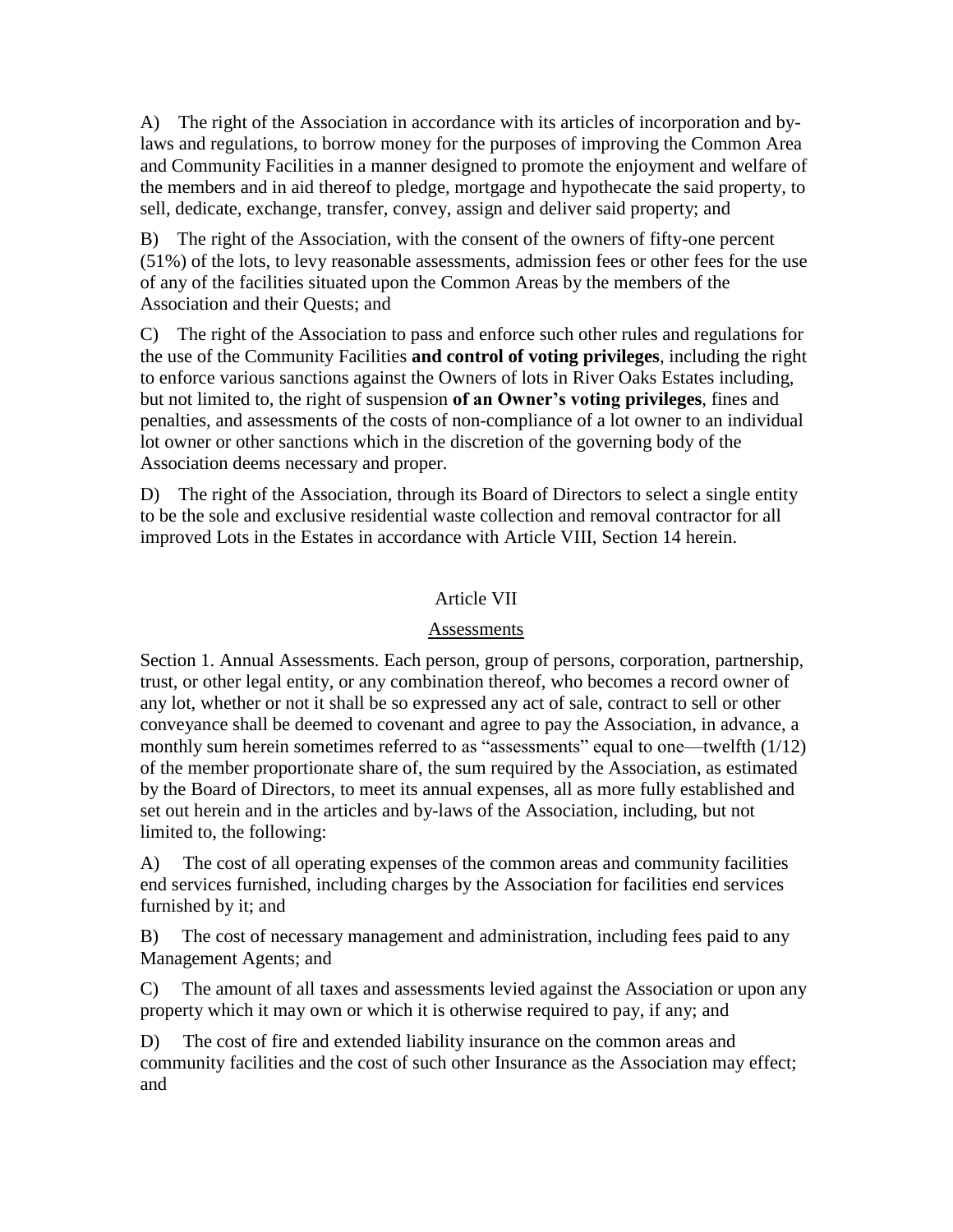A) The right of the Association in accordance with its articles of incorporation and by-laws and regulations, to borrow money for the purposes of improving the Common Area and Community Facilities in a manner designed to promote the enjoyment and welfare of the members and in aid thereof to pledge, mortgage and hypothecate the said property, to sell, dedicate, exchange, transfer, convey, assign and deliver said property; and

B) The right of the Association, with the consent of the owners of fifty-one percent (51%) of the lots, to levy reasonable assessments, admission fees or other fees for the use of any of the facilities situated upon the Common Areas by the members of the Association and their Quests; and

C) The right of the Association to pass and enforce such other rules and regulations for the use of the Community Facilities **and control of voting privileges**, including the right to enforce various sanctions against the Owners of lots in River Oaks Estates including, but not limited to, the right of suspension **of an Owner's voting privileges**, fines and penalties, and assessments of the costs of non-compliance of a lot owner to an individual lot owner or other sanctions which in the discretion of the governing body of the Association deems necessary and proper.

D) The right of the Association, through its Board of Directors to select a single entity to be the sole and exclusive residential waste collection and removal contractor for all improved Lots in the Estates in accordance with Article VIII, Section 14 herein.

## Article VII

## Assessments

Section 1. Annual Assessments. Each person, group of persons, corporation, partnership, trust, or other legal entity, or any combination thereof, who becomes a record owner of any lot, whether or not it shall be so expressed any act of sale, contract to sell or other conveyance shall be deemed to covenant and agree to pay the Association, in advance, a monthly sum herein sometimes referred to as "assessments" equal to one—twelfth (1/12) of the member proportionate share of, the sum required by the Association, as estimated by the Board of Directors, to meet its annual expenses, all as more fully established and set out herein and in the articles and by-laws of the Association, including, but not limited to, the following:

A) The cost of all operating expenses of the common areas and community facilities end services furnished, including charges by the Association for facilities end services furnished by it; and

B) The cost of necessary management and administration, including fees paid to any Management Agents; and

C) The amount of all taxes and assessments levied against the Association or upon any property which it may own or which it is otherwise required to pay, if any; and

D) The cost of fire and extended liability insurance on the common areas and community facilities and the cost of such other Insurance as the Association may effect; and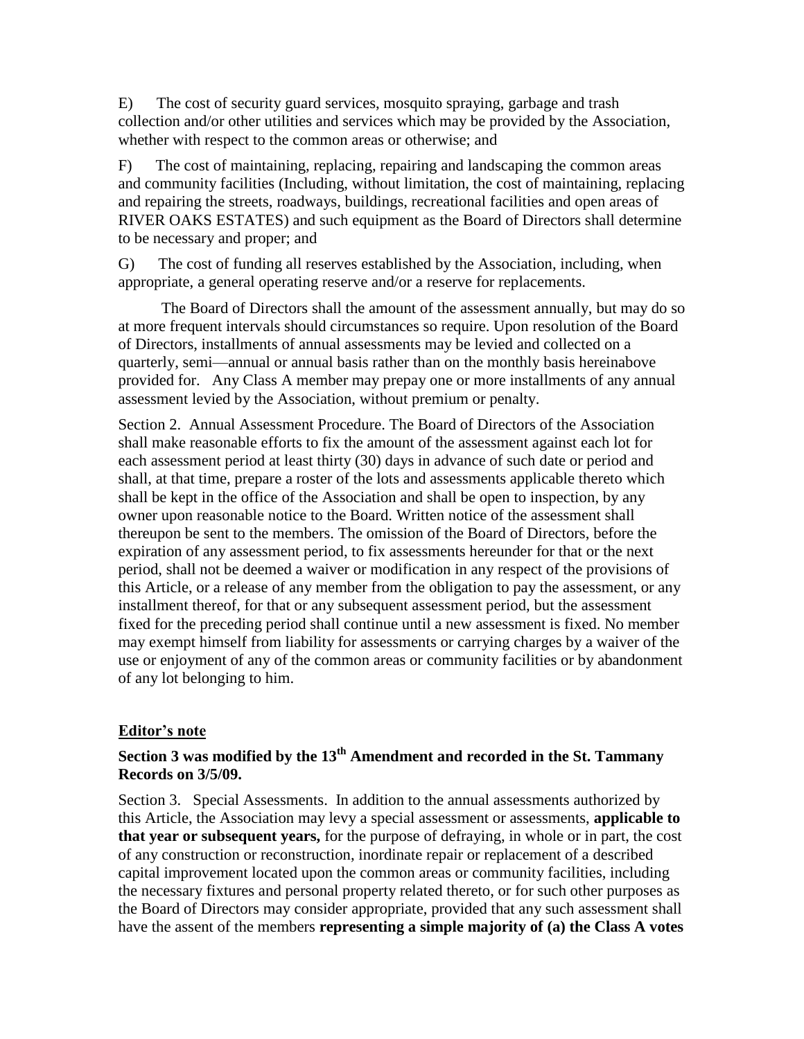E) The cost of security guard services, mosquito spraying, garbage and trash collection and/or other utilities and services which may be provided by the Association, whether with respect to the common areas or otherwise; and

F) The cost of maintaining, replacing, repairing and landscaping the common areas and community facilities (Including, without limitation, the cost of maintaining, replacing and repairing the streets, roadways, buildings, recreational facilities and open areas of RIVER OAKS ESTATES) and such equipment as the Board of Directors shall determine to be necessary and proper; and

G) The cost of funding all reserves established by the Association, including, when appropriate, a general operating reserve and/or a reserve for replacements.

The Board of Directors shall the amount of the assessment annually, but may do so at more frequent intervals should circumstances so require. Upon resolution of the Board of Directors, installments of annual assessments may be levied and collected on a quarterly, semi—annual or annual basis rather than on the monthly basis hereinabove provided for. Any Class A member may prepay one or more installments of any annual assessment levied by the Association, without premium or penalty.

Section 2. Annual Assessment Procedure. The Board of Directors of the Association shall make reasonable efforts to fix the amount of the assessment against each lot for each assessment period at least thirty (30) days in advance of such date or period and shall, at that time, prepare a roster of the lots and assessments applicable thereto which shall be kept in the office of the Association and shall be open to inspection, by any owner upon reasonable notice to the Board. Written notice of the assessment shall thereupon be sent to the members. The omission of the Board of Directors, before the expiration of any assessment period, to fix assessments hereunder for that or the next period, shall not be deemed a waiver or modification in any respect of the provisions of this Article, or a release of any member from the obligation to pay the assessment, or any installment thereof, for that or any subsequent assessment period, but the assessment fixed for the preceding period shall continue until a new assessment is fixed. No member may exempt himself from liability for assessments or carrying charges by a waiver of the use or enjoyment of any of the common areas or community facilities or by abandonment of any lot belonging to him.

**Editor's note**

**Section 3 was modified by the 13th Amendment and recorded in the St. Tammany Records on 3/5/09.**

Section 3. Special Assessments. In addition to the annual assessments authorized by this Article, the Association may levy a special assessment or assessments, **applicable to that year or subsequent years,** for the purpose of defraying, in whole or in part, the cost of any construction or reconstruction, inordinate repair or replacement of a described capital improvement located upon the common areas or community facilities, including the necessary fixtures and personal property related thereto, or for such other purposes as the Board of Directors may consider appropriate, provided that any such assessment shall have the assent of the members **representing a simple majority of (a) the Class A votes**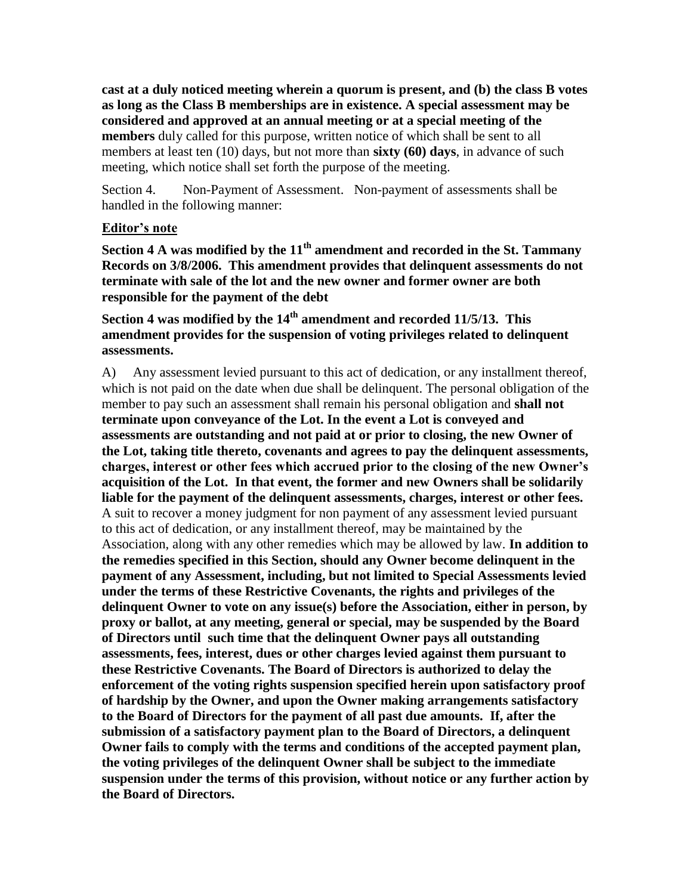**cast at a duly noticed meeting wherein a quorum is present, and (b) the class B votes as long as the Class B memberships are in existence. A special assessment may be considered and approved at an annual meeting or at a special meeting of the members** duly called for this purpose, written notice of which shall be sent to all members at least ten (10) days, but not more than **sixty (60) days**, in advance of such meeting, which notice shall set forth the purpose of the meeting.

Section 4. Non-Payment of Assessment. Non-payment of assessments shall be handled in the following manner:

**Editor's note**

**Section 4 A was modified by the 11th amendment and recorded in the St. Tammany Records on 3/8/2006. This amendment provides that delinquent assessments do not terminate with sale of the lot and the new owner and former owner are both responsible for the payment of the debt**

**Section 4 was modified by the 14th amendment and recorded 11/5/13. This amendment provides for the suspension of voting privileges related to delinquent assessments.**

A) Any assessment levied pursuant to this act of dedication, or any installment thereof, which is not paid on the date when due shall be delinquent. The personal obligation of the member to pay such an assessment shall remain his personal obligation and **shall not terminate upon conveyance of the Lot. In the event a Lot is conveyed and assessments are outstanding and not paid at or prior to closing, the new Owner of the Lot, taking title thereto, covenants and agrees to pay the delinquent assessments, charges, interest or other fees which accrued prior to the closing of the new Owner's acquisition of the Lot. In that event, the former and new Owners shall be solidarily liable for the payment of the delinquent assessments, charges, interest or other fees.** A suit to recover a money judgment for non payment of any assessment levied pursuant to this act of dedication, or any installment thereof, may be maintained by the Association, along with any other remedies which may be allowed by law. **In addition to the remedies specified in this Section, should any Owner become delinquent in the payment of any Assessment, including, but not limited to Special Assessments levied under the terms of these Restrictive Covenants, the rights and privileges of the delinquent Owner to vote on any issue(s) before the Association, either in person, by proxy or ballot, at any meeting, general or special, may be suspended by the Board of Directors until such time that the delinquent Owner pays all outstanding assessments, fees, interest, dues or other charges levied against them pursuant to these Restrictive Covenants. The Board of Directors is authorized to delay the enforcement of the voting rights suspension specified herein upon satisfactory proof of hardship by the Owner, and upon the Owner making arrangements satisfactory to the Board of Directors for the payment of all past due amounts. If, after the submission of a satisfactory payment plan to the Board of Directors, a delinquent Owner fails to comply with the terms and conditions of the accepted payment plan, the voting privileges of the delinquent Owner shall be subject to the immediate suspension under the terms of this provision, without notice or any further action by the Board of Directors.**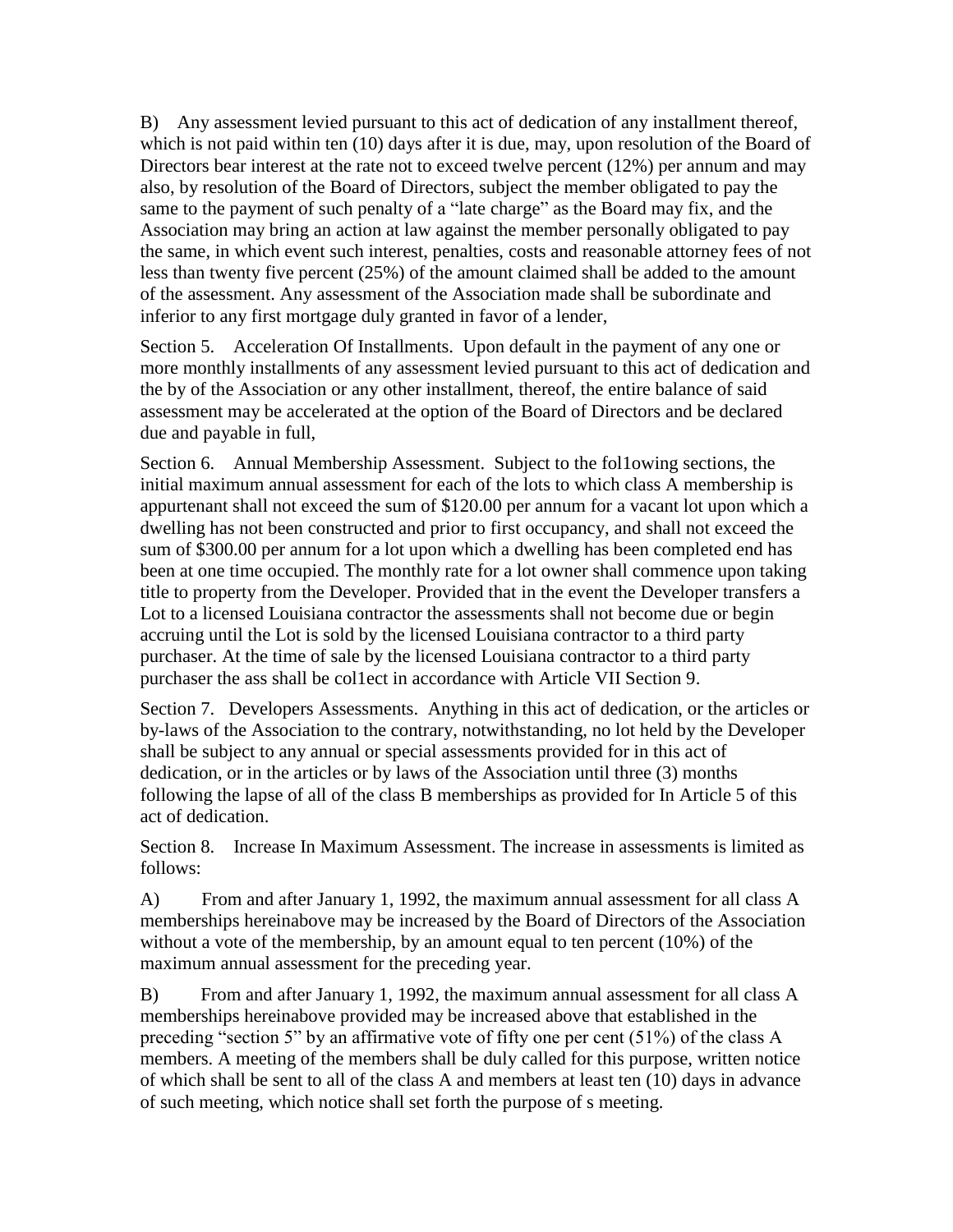B) Any assessment levied pursuant to this act of dedication of any installment thereof, which is not paid within ten (10) days after it is due, may, upon resolution of the Board of Directors bear interest at the rate not to exceed twelve percent (12%) per annum and may also, by resolution of the Board of Directors, subject the member obligated to pay the same to the payment of such penalty of a "late charge" as the Board may fix, and the Association may bring an action at law against the member personally obligated to pay the same, in which event such interest, penalties, costs and reasonable attorney fees of not less than twenty five percent (25%) of the amount claimed shall be added to the amount of the assessment. Any assessment of the Association made shall be subordinate and inferior to any first mortgage duly granted in favor of a lender,

Section 5. Acceleration Of Installments. Upon default in the payment of any one or more monthly installments of any assessment levied pursuant to this act of dedication and the by of the Association or any other installment, thereof, the entire balance of said assessment may be accelerated at the option of the Board of Directors and be declared due and payable in full,

Section 6. Annual Membership Assessment. Subject to the fol1owing sections, the initial maximum annual assessment for each of the lots to which class A membership is appurtenant shall not exceed the sum of $120.00 per annum for a vacant lot upon which a dwelling has not been constructed and prior to first occupancy, and shall not exceed the sum of $300.00 per annum for a lot upon which a dwelling has been completed end has been at one time occupied. The monthly rate for a lot owner shall commence upon taking title to property from the Developer. Provided that in the event the Developer transfers a Lot to a licensed Louisiana contractor the assessments shall not become due or begin accruing until the Lot is sold by the licensed Louisiana contractor to a third party purchaser. At the time of sale by the licensed Louisiana contractor to a third party purchaser the ass shall be col1ect in accordance with Article VII Section 9.

Section 7. Developers Assessments. Anything in this act of dedication, or the articles or by-laws of the Association to the contrary, notwithstanding, no lot held by the Developer shall be subject to any annual or special assessments provided for in this act of dedication, or in the articles or by laws of the Association until three (3) months following the lapse of all of the class B memberships as provided for In Article 5 of this act of dedication.

Section 8. Increase In Maximum Assessment. The increase in assessments is limited as follows:

A) From and after January 1, 1992, the maximum annual assessment for all class A memberships hereinabove may be increased by the Board of Directors of the Association without a vote of the membership, by an amount equal to ten percent (10%) of the maximum annual assessment for the preceding year.

B) From and after January 1, 1992, the maximum annual assessment for all class A memberships hereinabove provided may be increased above that established in the preceding "section 5" by an affirmative vote of fifty one per cent (51%) of the class A members. A meeting of the members shall be duly called for this purpose, written notice of which shall be sent to all of the class A and members at least ten (10) days in advance of such meeting, which notice shall set forth the purpose of s meeting.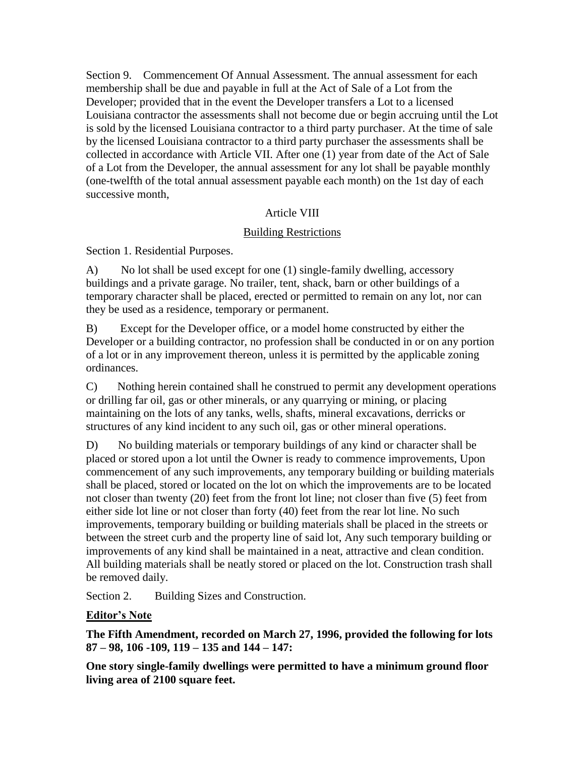Section 9. Commencement Of Annual Assessment. The annual assessment for each membership shall be due and payable in full at the Act of Sale of a Lot from the Developer; provided that in the event the Developer transfers a Lot to a licensed Louisiana contractor the assessments shall not become due or begin accruing until the Lot is sold by the licensed Louisiana contractor to a third party purchaser. At the time of sale by the licensed Louisiana contractor to a third party purchaser the assessments shall be collected in accordance with Article VII. After one (1) year from date of the Act of Sale of a Lot from the Developer, the annual assessment for any lot shall be payable monthly (one-twelfth of the total annual assessment payable each month) on the 1st day of each successive month,

## Article VIII

## Building Restrictions

Section 1. Residential Purposes.

A) No lot shall be used except for one (1) single-family dwelling, accessory buildings and a private garage. No trailer, tent, shack, barn or other buildings of a temporary character shall be placed, erected or permitted to remain on any lot, nor can they be used as a residence, temporary or permanent.

B) Except for the Developer office, or a model home constructed by either the Developer or a building contractor, no profession shall be conducted in or on any portion of a lot or in any improvement thereon, unless it is permitted by the applicable zoning ordinances.

C) Nothing herein contained shall he construed to permit any development operations or drilling far oil, gas or other minerals, or any quarrying or mining, or placing maintaining on the lots of any tanks, wells, shafts, mineral excavations, derricks or structures of any kind incident to any such oil, gas or other mineral operations.

D) No building materials or temporary buildings of any kind or character shall be placed or stored upon a lot until the Owner is ready to commence improvements, Upon commencement of any such improvements, any temporary building or building materials shall be placed, stored or located on the lot on which the improvements are to be located not closer than twenty (20) feet from the front lot line; not closer than five (5) feet from either side lot line or not closer than forty (40) feet from the rear lot line. No such improvements, temporary building or building materials shall be placed in the streets or between the street curb and the property line of said lot, Any such temporary building or improvements of any kind shall be maintained in a neat, attractive and clean condition. All building materials shall be neatly stored or placed on the lot. Construction trash shall be removed daily.

Section 2. Building Sizes and Construction.

**Editor's Note**

**The Fifth Amendment, recorded on March 27, 1996, provided the following for lots 87 – 98, 106 -109, 119 – 135 and 144 – 147:**

**One story single-family dwellings were permitted to have a minimum ground floor living area of 2100 square feet.**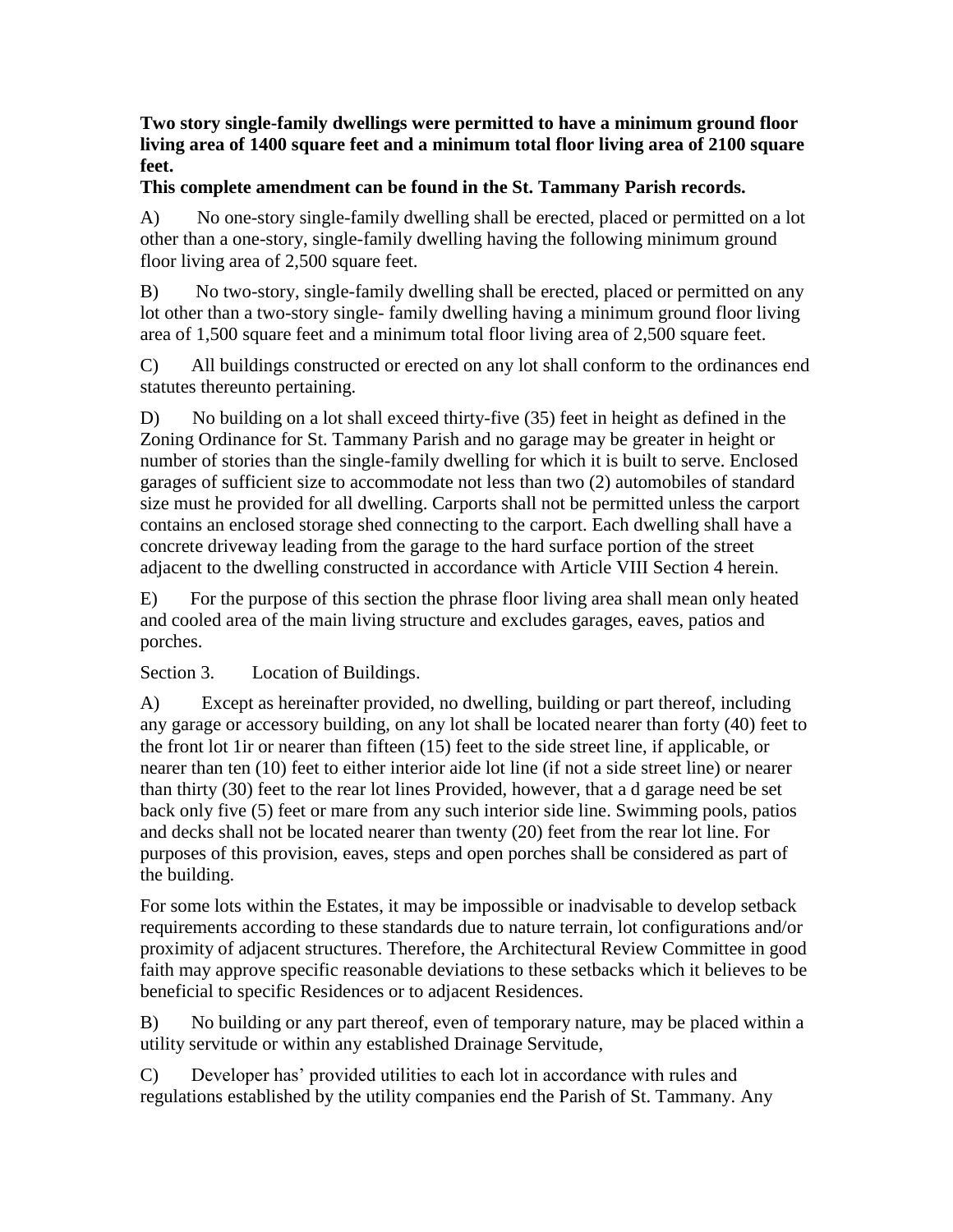**Two story single-family dwellings were permitted to have a minimum ground floor living area of 1400 square feet and a minimum total floor living area of 2100 square feet.**

**This complete amendment can be found in the St. Tammany Parish records.**

A) No one-story single-family dwelling shall be erected, placed or permitted on a lot other than a one-story, single-family dwelling having the following minimum ground floor living area of 2,500 square feet.

B) No two-story, single-family dwelling shall be erected, placed or permitted on any lot other than a two-story single- family dwelling having a minimum ground floor living area of 1,500 square feet and a minimum total floor living area of 2,500 square feet.

C) All buildings constructed or erected on any lot shall conform to the ordinances end statutes thereunto pertaining.

D) No building on a lot shall exceed thirty-five (35) feet in height as defined in the Zoning Ordinance for St. Tammany Parish and no garage may be greater in height or number of stories than the single-family dwelling for which it is built to serve. Enclosed garages of sufficient size to accommodate not less than two (2) automobiles of standard size must he provided for all dwelling. Carports shall not be permitted unless the carport contains an enclosed storage shed connecting to the carport. Each dwelling shall have a concrete driveway leading from the garage to the hard surface portion of the street adjacent to the dwelling constructed in accordance with Article VIII Section 4 herein.

E) For the purpose of this section the phrase floor living area shall mean only heated and cooled area of the main living structure and excludes garages, eaves, patios and porches.

Section 3. Location of Buildings.

A) Except as hereinafter provided, no dwelling, building or part thereof, including any garage or accessory building, on any lot shall be located nearer than forty (40) feet to the front lot 1ir or nearer than fifteen (15) feet to the side street line, if applicable, or nearer than ten (10) feet to either interior aide lot line (if not a side street line) or nearer than thirty (30) feet to the rear lot lines Provided, however, that a d garage need be set back only five (5) feet or mare from any such interior side line. Swimming pools, patios and decks shall not be located nearer than twenty (20) feet from the rear lot line. For purposes of this provision, eaves, steps and open porches shall be considered as part of the building.

For some lots within the Estates, it may be impossible or inadvisable to develop setback requirements according to these standards due to nature terrain, lot configurations and/or proximity of adjacent structures. Therefore, the Architectural Review Committee in good faith may approve specific reasonable deviations to these setbacks which it believes to be beneficial to specific Residences or to adjacent Residences.

B) No building or any part thereof, even of temporary nature, may be placed within a utility servitude or within any established Drainage Servitude,

C) Developer has' provided utilities to each lot in accordance with rules and regulations established by the utility companies end the Parish of St. Tammany. Any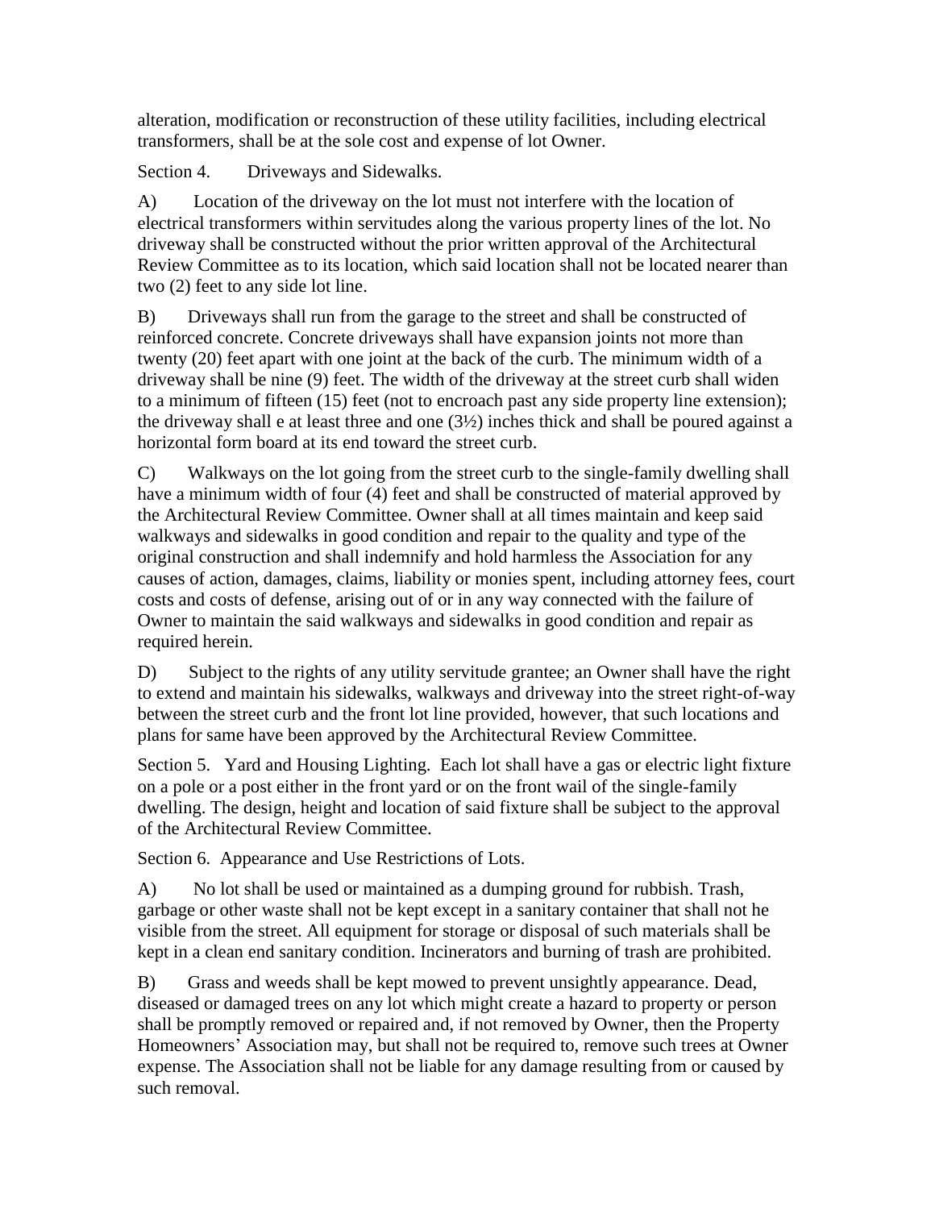alteration, modification or reconstruction of these utility facilities, including electrical transformers, shall be at the sole cost and expense of lot Owner.

Section 4. Driveways and Sidewalks.

A) Location of the driveway on the lot must not interfere with the location of electrical transformers within servitudes along the various property lines of the lot. No driveway shall be constructed without the prior written approval of the Architectural Review Committee as to its location, which said location shall not be located nearer than two (2) feet to any side lot line.

B) Driveways shall run from the garage to the street and shall be constructed of reinforced concrete. Concrete driveways shall have expansion joints not more than twenty (20) feet apart with one joint at the back of the curb. The minimum width of a driveway shall be nine (9) feet. The width of the driveway at the street curb shall widen to a minimum of fifteen (15) feet (not to encroach past any side property line extension); the driveway shall e at least three and one (3½) inches thick and shall be poured against a horizontal form board at its end toward the street curb.

C) Walkways on the lot going from the street curb to the single-family dwelling shall have a minimum width of four (4) feet and shall be constructed of material approved by the Architectural Review Committee. Owner shall at all times maintain and keep said walkways and sidewalks in good condition and repair to the quality and type of the original construction and shall indemnify and hold harmless the Association for any causes of action, damages, claims, liability or monies spent, including attorney fees, court costs and costs of defense, arising out of or in any way connected with the failure of Owner to maintain the said walkways and sidewalks in good condition and repair as required herein.

D) Subject to the rights of any utility servitude grantee; an Owner shall have the right to extend and maintain his sidewalks, walkways and driveway into the street right-of-way between the street curb and the front lot line provided, however, that such locations and plans for same have been approved by the Architectural Review Committee.

Section 5. Yard and Housing Lighting. Each lot shall have a gas or electric light fixture on a pole or a post either in the front yard or on the front wail of the single-family dwelling. The design, height and location of said fixture shall be subject to the approval of the Architectural Review Committee.

Section 6. Appearance and Use Restrictions of Lots.

A) No lot shall be used or maintained as a dumping ground for rubbish. Trash, garbage or other waste shall not be kept except in a sanitary container that shall not he visible from the street. All equipment for storage or disposal of such materials shall be kept in a clean end sanitary condition. Incinerators and burning of trash are prohibited.

B) Grass and weeds shall be kept mowed to prevent unsightly appearance. Dead, diseased or damaged trees on any lot which might create a hazard to property or person shall be promptly removed or repaired and, if not removed by Owner, then the Property Homeowners' Association may, but shall not be required to, remove such trees at Owner expense. The Association shall not be liable for any damage resulting from or caused by such removal.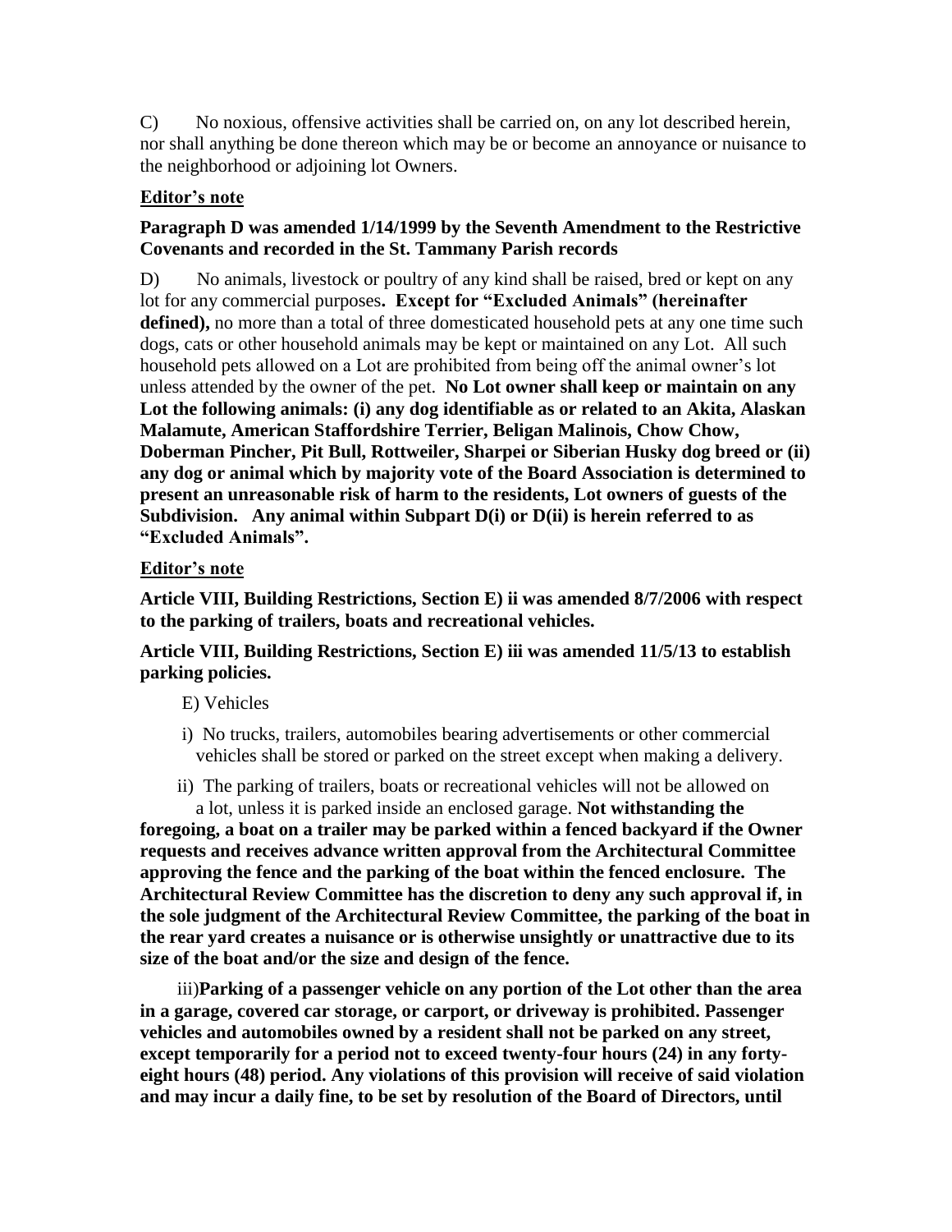C) No noxious, offensive activities shall be carried on, on any lot described herein, nor shall anything be done thereon which may be or become an annoyance or nuisance to the neighborhood or adjoining lot Owners.

**Editor's note**

**Paragraph D was amended 1/14/1999 by the Seventh Amendment to the Restrictive Covenants and recorded in the St. Tammany Parish records**

D) No animals, livestock or poultry of any kind shall be raised, bred or kept on any lot for any commercial purposes**. Except for "Excluded Animals" (hereinafter defined),** no more than a total of three domesticated household pets at any one time such dogs, cats or other household animals may be kept or maintained on any Lot. All such household pets allowed on a Lot are prohibited from being off the animal owner's lot unless attended by the owner of the pet. **No Lot owner shall keep or maintain on any Lot the following animals: (i) any dog identifiable as or related to an Akita, Alaskan Malamute, American Staffordshire Terrier, Beligan Malinois, Chow Chow, Doberman Pincher, Pit Bull, Rottweiler, Sharpei or Siberian Husky dog breed or (ii) any dog or animal which by majority vote of the Board Association is determined to present an unreasonable risk of harm to the residents, Lot owners of guests of the Subdivision. Any animal within Subpart D(i) or D(ii) is herein referred to as "Excluded Animals".**

**Editor's note**

**Article VIII, Building Restrictions, Section E) ii was amended 8/7/2006 with respect to the parking of trailers, boats and recreational vehicles.**

**Article VIII, Building Restrictions, Section E) iii was amended 11/5/13 to establish parking policies.**

E) Vehicles

i) No trucks, trailers, automobiles bearing advertisements or other commercial vehicles shall be stored or parked on the street except when making a delivery.

ii) The parking of trailers, boats or recreational vehicles will not be allowed on a lot, unless it is parked inside an enclosed garage. **Not withstanding the foregoing, a boat on a trailer may be parked within a fenced backyard if the Owner requests and receives advance written approval from the Architectural Committee approving the fence and the parking of the boat within the fenced enclosure. The Architectural Review Committee has the discretion to deny any such approval if, in the sole judgment of the Architectural Review Committee, the parking of the boat in the rear yard creates a nuisance or is otherwise unsightly or unattractive due to its size of the boat and/or the size and design of the fence.**

iii) **Parking of a passenger vehicle on any portion of the Lot other than the area in a garage, covered car storage, or carport, or driveway is prohibited. Passenger vehicles and automobiles owned by a resident shall not be parked on any street, except temporarily for a period not to exceed twenty-four hours (24) in any forty-eight hours (48) period. Any violations of this provision will receive of said violation and may incur a daily fine, to be set by resolution of the Board of Directors, until**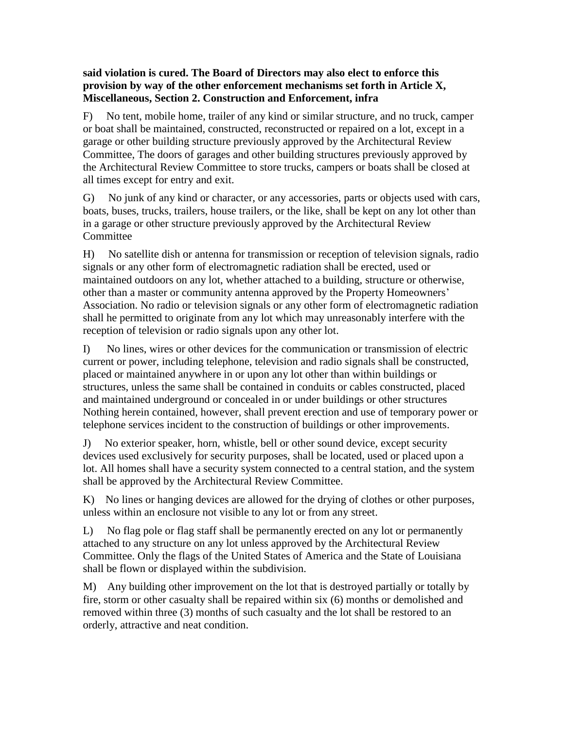**said violation is cured. The Board of Directors may also elect to enforce this provision by way of the other enforcement mechanisms set forth in Article X, Miscellaneous, Section 2. Construction and Enforcement, infra**

F) No tent, mobile home, trailer of any kind or similar structure, and no truck, camper or boat shall be maintained, constructed, reconstructed or repaired on a lot, except in a garage or other building structure previously approved by the Architectural Review Committee, The doors of garages and other building structures previously approved by the Architectural Review Committee to store trucks, campers or boats shall be closed at all times except for entry and exit.

G) No junk of any kind or character, or any accessories, parts or objects used with cars, boats, buses, trucks, trailers, house trailers, or the like, shall be kept on any lot other than in a garage or other structure previously approved by the Architectural Review Committee

H) No satellite dish or antenna for transmission or reception of television signals, radio signals or any other form of electromagnetic radiation shall be erected, used or maintained outdoors on any lot, whether attached to a building, structure or otherwise, other than a master or community antenna approved by the Property Homeowners' Association. No radio or television signals or any other form of electromagnetic radiation shall he permitted to originate from any lot which may unreasonably interfere with the reception of television or radio signals upon any other lot.

I) No lines, wires or other devices for the communication or transmission of electric current or power, including telephone, television and radio signals shall be constructed, placed or maintained anywhere in or upon any lot other than within buildings or structures, unless the same shall be contained in conduits or cables constructed, placed and maintained underground or concealed in or under buildings or other structures Nothing herein contained, however, shall prevent erection and use of temporary power or telephone services incident to the construction of buildings or other improvements.

J) No exterior speaker, horn, whistle, bell or other sound device, except security devices used exclusively for security purposes, shall be located, used or placed upon a lot. All homes shall have a security system connected to a central station, and the system shall be approved by the Architectural Review Committee.

K) No lines or hanging devices are allowed for the drying of clothes or other purposes, unless within an enclosure not visible to any lot or from any street.

L) No flag pole or flag staff shall be permanently erected on any lot or permanently attached to any structure on any lot unless approved by the Architectural Review Committee. Only the flags of the United States of America and the State of Louisiana shall be flown or displayed within the subdivision.

M) Any building other improvement on the lot that is destroyed partially or totally by fire, storm or other casualty shall be repaired within six (6) months or demolished and removed within three (3) months of such casualty and the lot shall be restored to an orderly, attractive and neat condition.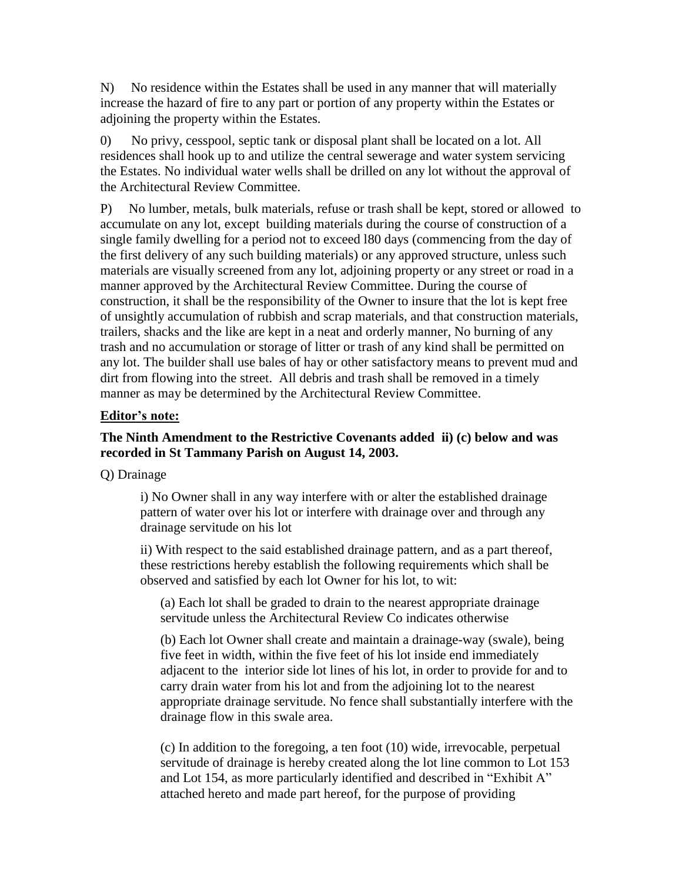N) No residence within the Estates shall be used in any manner that will materially increase the hazard of fire to any part or portion of any property within the Estates or adjoining the property within the Estates.

0) No privy, cesspool, septic tank or disposal plant shall be located on a lot. All residences shall hook up to and utilize the central sewerage and water system servicing the Estates. No individual water wells shall be drilled on any lot without the approval of the Architectural Review Committee.

P) No lumber, metals, bulk materials, refuse or trash shall be kept, stored or allowed to accumulate on any lot, except building materials during the course of construction of a single family dwelling for a period not to exceed l80 days (commencing from the day of the first delivery of any such building materials) or any approved structure, unless such materials are visually screened from any lot, adjoining property or any street or road in a manner approved by the Architectural Review Committee. During the course of construction, it shall be the responsibility of the Owner to insure that the lot is kept free of unsightly accumulation of rubbish and scrap materials, and that construction materials, trailers, shacks and the like are kept in a neat and orderly manner, No burning of any trash and no accumulation or storage of litter or trash of any kind shall be permitted on any lot. The builder shall use bales of hay or other satisfactory means to prevent mud and dirt from flowing into the street. All debris and trash shall be removed in a timely manner as may be determined by the Architectural Review Committee.

**Editor's note:**

**The Ninth Amendment to the Restrictive Covenants added ii) (c) below and was recorded in St Tammany Parish on August 14, 2003.**

Q) Drainage

i) No Owner shall in any way interfere with or alter the established drainage pattern of water over his lot or interfere with drainage over and through any drainage servitude on his lot

ii) With respect to the said established drainage pattern, and as a part thereof, these restrictions hereby establish the following requirements which shall be observed and satisfied by each lot Owner for his lot, to wit:

(a) Each lot shall be graded to drain to the nearest appropriate drainage servitude unless the Architectural Review Co indicates otherwise

(b) Each lot Owner shall create and maintain a drainage-way (swale), being five feet in width, within the five feet of his lot inside end immediately adjacent to the interior side lot lines of his lot, in order to provide for and to carry drain water from his lot and from the adjoining lot to the nearest appropriate drainage servitude. No fence shall substantially interfere with the drainage flow in this swale area.

(c) In addition to the foregoing, a ten foot (10) wide, irrevocable, perpetual servitude of drainage is hereby created along the lot line common to Lot 153 and Lot 154, as more particularly identified and described in "Exhibit A" attached hereto and made part hereof, for the purpose of providing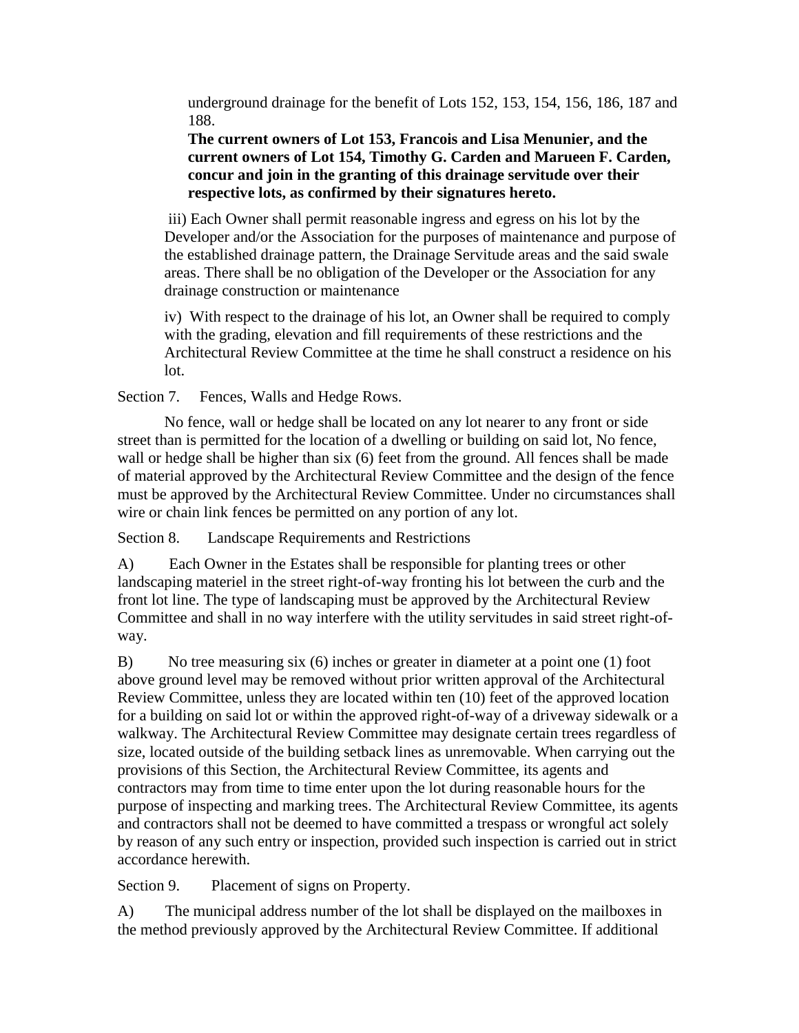underground drainage for the benefit of Lots 152, 153, 154, 156, 186, 187 and 188.

**The current owners of Lot 153, Francois and Lisa Menunier, and the current owners of Lot 154, Timothy G. Carden and Marueen F. Carden, concur and join in the granting of this drainage servitude over their respective lots, as confirmed by their signatures hereto.**

iii) Each Owner shall permit reasonable ingress and egress on his lot by the Developer and/or the Association for the purposes of maintenance and purpose of the established drainage pattern, the Drainage Servitude areas and the said swale areas. There shall be no obligation of the Developer or the Association for any drainage construction or maintenance

iv) With respect to the drainage of his lot, an Owner shall be required to comply with the grading, elevation and fill requirements of these restrictions and the Architectural Review Committee at the time he shall construct a residence on his lot.

Section 7. Fences, Walls and Hedge Rows.

No fence, wall or hedge shall be located on any lot nearer to any front or side street than is permitted for the location of a dwelling or building on said lot, No fence, wall or hedge shall be higher than six (6) feet from the ground. All fences shall be made of material approved by the Architectural Review Committee and the design of the fence must be approved by the Architectural Review Committee. Under no circumstances shall wire or chain link fences be permitted on any portion of any lot.

Section 8. Landscape Requirements and Restrictions

A) Each Owner in the Estates shall be responsible for planting trees or other landscaping materiel in the street right-of-way fronting his lot between the curb and the front lot line. The type of landscaping must be approved by the Architectural Review Committee and shall in no way interfere with the utility servitudes in said street right-of-way.

B) No tree measuring six (6) inches or greater in diameter at a point one (1) foot above ground level may be removed without prior written approval of the Architectural Review Committee, unless they are located within ten (10) feet of the approved location for a building on said lot or within the approved right-of-way of a driveway sidewalk or a walkway. The Architectural Review Committee may designate certain trees regardless of size, located outside of the building setback lines as unremovable. When carrying out the provisions of this Section, the Architectural Review Committee, its agents and contractors may from time to time enter upon the lot during reasonable hours for the purpose of inspecting and marking trees. The Architectural Review Committee, its agents and contractors shall not be deemed to have committed a trespass or wrongful act solely by reason of any such entry or inspection, provided such inspection is carried out in strict accordance herewith.

Section 9. Placement of signs on Property.

A) The municipal address number of the lot shall be displayed on the mailboxes in the method previously approved by the Architectural Review Committee. If additional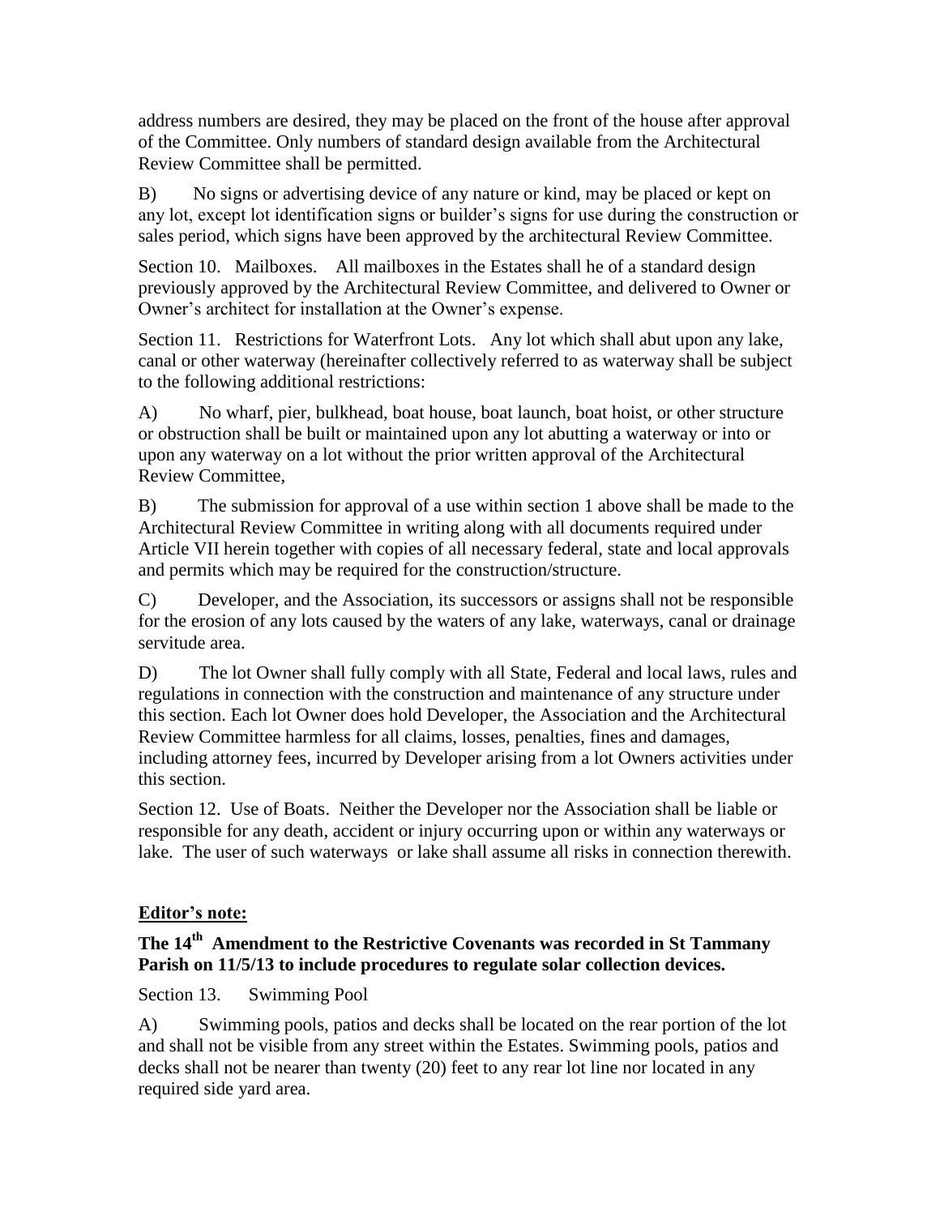address numbers are desired, they may be placed on the front of the house after approval of the Committee. Only numbers of standard design available from the Architectural Review Committee shall be permitted.

B) No signs or advertising device of any nature or kind, may be placed or kept on any lot, except lot identification signs or builder's signs for use during the construction or sales period, which signs have been approved by the architectural Review Committee.

Section 10. Mailboxes. All mailboxes in the Estates shall he of a standard design previously approved by the Architectural Review Committee, and delivered to Owner or Owner's architect for installation at the Owner's expense.

Section 11. Restrictions for Waterfront Lots. Any lot which shall abut upon any lake, canal or other waterway (hereinafter collectively referred to as waterway shall be subject to the following additional restrictions:

A) No wharf, pier, bulkhead, boat house, boat launch, boat hoist, or other structure or obstruction shall be built or maintained upon any lot abutting a waterway or into or upon any waterway on a lot without the prior written approval of the Architectural Review Committee,

B) The submission for approval of a use within section 1 above shall be made to the Architectural Review Committee in writing along with all documents required under Article VII herein together with copies of all necessary federal, state and local approvals and permits which may be required for the construction/structure.

C) Developer, and the Association, its successors or assigns shall not be responsible for the erosion of any lots caused by the waters of any lake, waterways, canal or drainage servitude area.

D) The lot Owner shall fully comply with all State, Federal and local laws, rules and regulations in connection with the construction and maintenance of any structure under this section. Each lot Owner does hold Developer, the Association and the Architectural Review Committee harmless for all claims, losses, penalties, fines and damages, including attorney fees, incurred by Developer arising from a lot Owners activities under this section.

Section 12. Use of Boats. Neither the Developer nor the Association shall be liable or responsible for any death, accident or injury occurring upon or within any waterways or lake. The user of such waterways or lake shall assume all risks in connection therewith.

**Editor's note:**

**The 14th Amendment to the Restrictive Covenants was recorded in St Tammany Parish on 11/5/13 to include procedures to regulate solar collection devices.**

Section 13. Swimming Pool

A) Swimming pools, patios and decks shall be located on the rear portion of the lot and shall not be visible from any street within the Estates. Swimming pools, patios and decks shall not be nearer than twenty (20) feet to any rear lot line nor located in any required side yard area.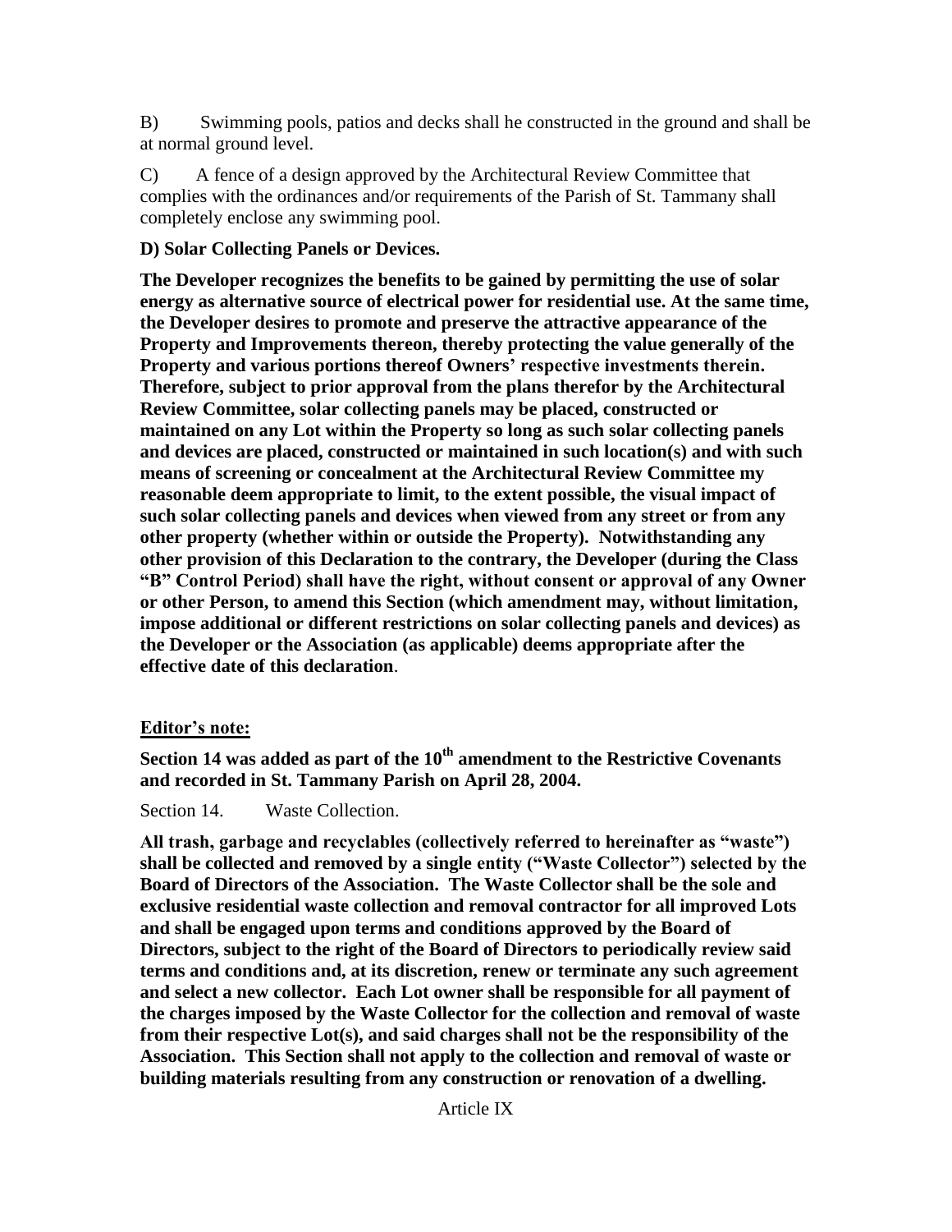B) Swimming pools, patios and decks shall he constructed in the ground and shall be at normal ground level.

C) A fence of a design approved by the Architectural Review Committee that complies with the ordinances and/or requirements of the Parish of St. Tammany shall completely enclose any swimming pool.

**D) Solar Collecting Panels or Devices.**

**The Developer recognizes the benefits to be gained by permitting the use of solar energy as alternative source of electrical power for residential use. At the same time, the Developer desires to promote and preserve the attractive appearance of the Property and Improvements thereon, thereby protecting the value generally of the Property and various portions thereof Owners' respective investments therein. Therefore, subject to prior approval from the plans therefor by the Architectural Review Committee, solar collecting panels may be placed, constructed or maintained on any Lot within the Property so long as such solar collecting panels and devices are placed, constructed or maintained in such location(s) and with such means of screening or concealment at the Architectural Review Committee my reasonable deem appropriate to limit, to the extent possible, the visual impact of such solar collecting panels and devices when viewed from any street or from any other property (whether within or outside the Property). Notwithstanding any other provision of this Declaration to the contrary, the Developer (during the Class "B" Control Period) shall have the right, without consent or approval of any Owner or other Person, to amend this Section (which amendment may, without limitation, impose additional or different restrictions on solar collecting panels and devices) as the Developer or the Association (as applicable) deems appropriate after the effective date of this declaration**.

**Editor's note:**

**Section 14 was added as part of the 10th amendment to the Restrictive Covenants and recorded in St. Tammany Parish on April 28, 2004.**

Section 14. Waste Collection.

**All trash, garbage and recyclables (collectively referred to hereinafter as "waste") shall be collected and removed by a single entity ("Waste Collector") selected by the Board of Directors of the Association. The Waste Collector shall be the sole and exclusive residential waste collection and removal contractor for all improved Lots and shall be engaged upon terms and conditions approved by the Board of Directors, subject to the right of the Board of Directors to periodically review said terms and conditions and, at its discretion, renew or terminate any such agreement and select a new collector. Each Lot owner shall be responsible for all payment of the charges imposed by the Waste Collector for the collection and removal of waste from their respective Lot(s), and said charges shall not be the responsibility of the Association. This Section shall not apply to the collection and removal of waste or building materials resulting from any construction or renovation of a dwelling.**

Article IX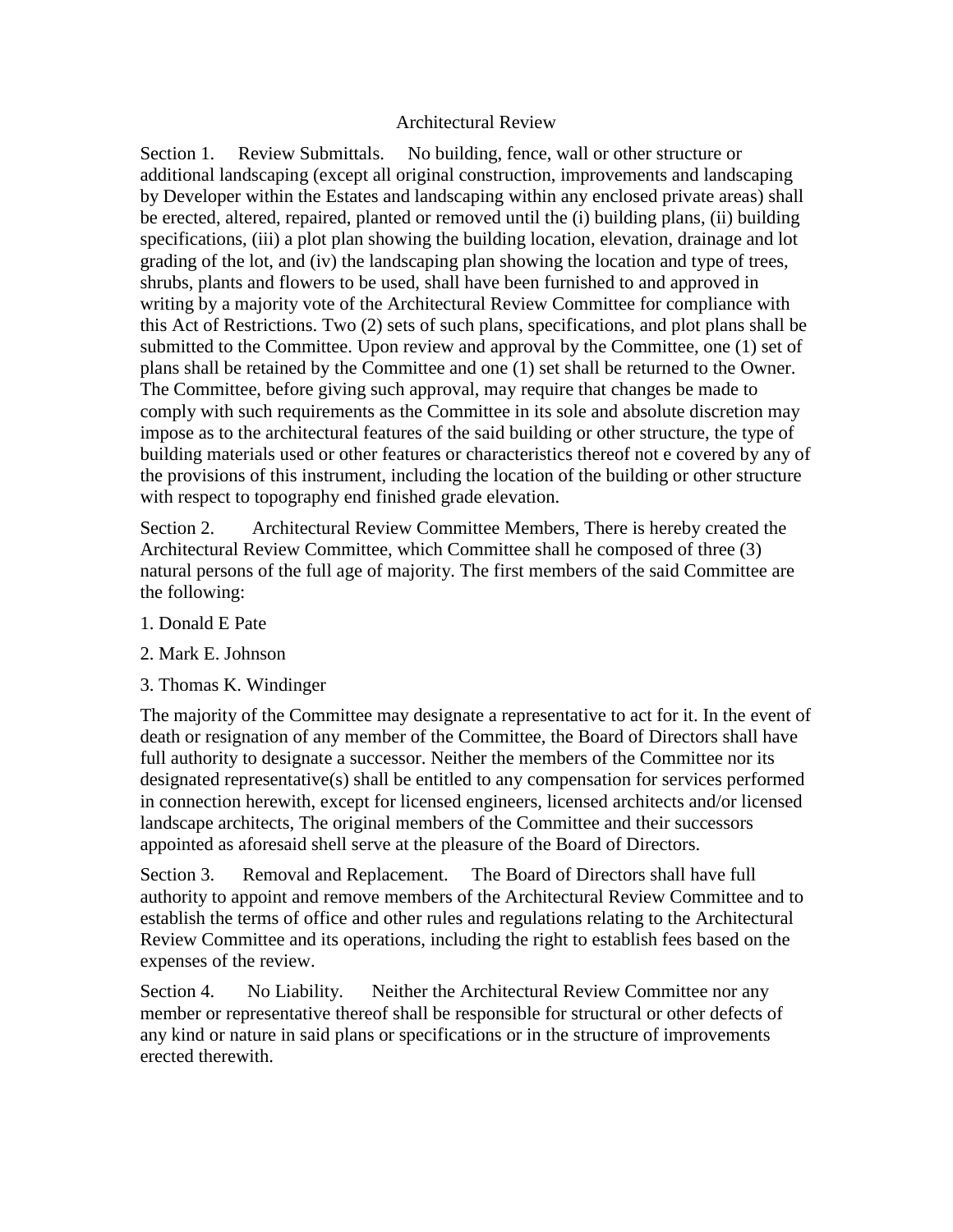## Architectural Review

Section 1. Review Submittals. No building, fence, wall or other structure or additional landscaping (except all original construction, improvements and landscaping by Developer within the Estates and landscaping within any enclosed private areas) shall be erected, altered, repaired, planted or removed until the (i) building plans, (ii) building specifications, (iii) a plot plan showing the building location, elevation, drainage and lot grading of the lot, and (iv) the landscaping plan showing the location and type of trees, shrubs, plants and flowers to be used, shall have been furnished to and approved in writing by a majority vote of the Architectural Review Committee for compliance with this Act of Restrictions. Two (2) sets of such plans, specifications, and plot plans shall be submitted to the Committee. Upon review and approval by the Committee, one (1) set of plans shall be retained by the Committee and one (1) set shall be returned to the Owner. The Committee, before giving such approval, may require that changes be made to comply with such requirements as the Committee in its sole and absolute discretion may impose as to the architectural features of the said building or other structure, the type of building materials used or other features or characteristics thereof not e covered by any of the provisions of this instrument, including the location of the building or other structure with respect to topography end finished grade elevation.

Section 2. Architectural Review Committee Members, There is hereby created the Architectural Review Committee, which Committee shall he composed of three (3) natural persons of the full age of majority. The first members of the said Committee are the following:

1. Donald E Pate
2. Mark E. Johnson
3. Thomas K. Windinger

The majority of the Committee may designate a representative to act for it. In the event of death or resignation of any member of the Committee, the Board of Directors shall have full authority to designate a successor. Neither the members of the Committee nor its designated representative(s) shall be entitled to any compensation for services performed in connection herewith, except for licensed engineers, licensed architects and/or licensed landscape architects, The original members of the Committee and their successors appointed as aforesaid shell serve at the pleasure of the Board of Directors.

Section 3. Removal and Replacement. The Board of Directors shall have full authority to appoint and remove members of the Architectural Review Committee and to establish the terms of office and other rules and regulations relating to the Architectural Review Committee and its operations, including the right to establish fees based on the expenses of the review.

Section 4. No Liability. Neither the Architectural Review Committee nor any member or representative thereof shall be responsible for structural or other defects of any kind or nature in said plans or specifications or in the structure of improvements erected therewith.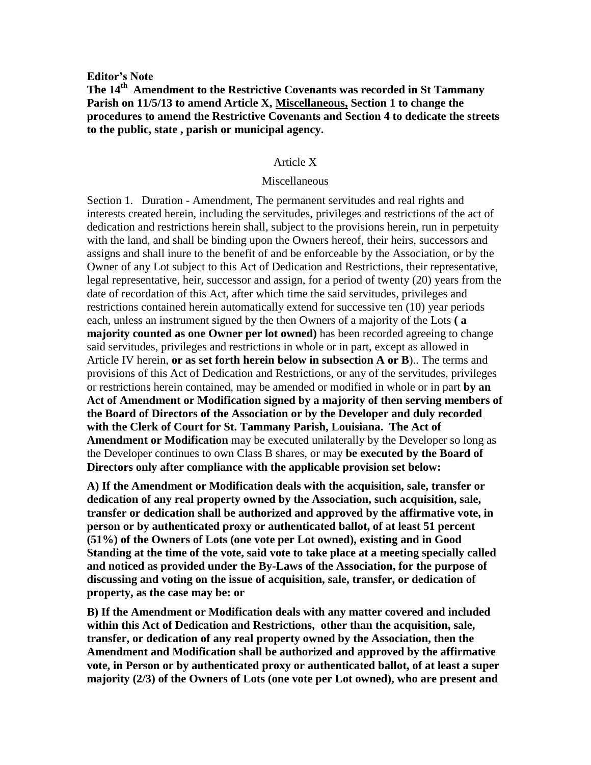**Editor's Note**

**The 14th Amendment to the Restrictive Covenants was recorded in St Tammany Parish on 11/5/13 to amend Article X, Miscellaneous, Section 1 to change the procedures to amend the Restrictive Covenants and Section 4 to dedicate the streets to the public, state , parish or municipal agency.**

Article X

Miscellaneous

Section 1. Duration - Amendment, The permanent servitudes and real rights and interests created herein, including the servitudes, privileges and restrictions of the act of dedication and restrictions herein shall, subject to the provisions herein, run in perpetuity with the land, and shall be binding upon the Owners hereof, their heirs, successors and assigns and shall inure to the benefit of and be enforceable by the Association, or by the Owner of any Lot subject to this Act of Dedication and Restrictions, their representative, legal representative, heir, successor and assign, for a period of twenty (20) years from the date of recordation of this Act, after which time the said servitudes, privileges and restrictions contained herein automatically extend for successive ten (10) year periods each, unless an instrument signed by the then Owners of a majority of the Lots **( a majority counted as one Owner per lot owned)** has been recorded agreeing to change said servitudes, privileges and restrictions in whole or in part, except as allowed in Article IV herein, **or as set forth herein below in subsection A or B**).. The terms and provisions of this Act of Dedication and Restrictions, or any of the servitudes, privileges or restrictions herein contained, may be amended or modified in whole or in part **by an Act of Amendment or Modification signed by a majority of then serving members of the Board of Directors of the Association or by the Developer and duly recorded with the Clerk of Court for St. Tammany Parish, Louisiana. The Act of Amendment or Modification** may be executed unilaterally by the Developer so long as the Developer continues to own Class B shares, or may **be executed by the Board of Directors only after compliance with the applicable provision set below:**

**A) If the Amendment or Modification deals with the acquisition, sale, transfer or dedication of any real property owned by the Association, such acquisition, sale, transfer or dedication shall be authorized and approved by the affirmative vote, in person or by authenticated proxy or authenticated ballot, of at least 51 percent (51%) of the Owners of Lots (one vote per Lot owned), existing and in Good Standing at the time of the vote, said vote to take place at a meeting specially called and noticed as provided under the By-Laws of the Association, for the purpose of discussing and voting on the issue of acquisition, sale, transfer, or dedication of property, as the case may be: or**

**B) If the Amendment or Modification deals with any matter covered and included within this Act of Dedication and Restrictions, other than the acquisition, sale, transfer, or dedication of any real property owned by the Association, then the Amendment and Modification shall be authorized and approved by the affirmative vote, in Person or by authenticated proxy or authenticated ballot, of at least a super majority (2/3) of the Owners of Lots (one vote per Lot owned), who are present and**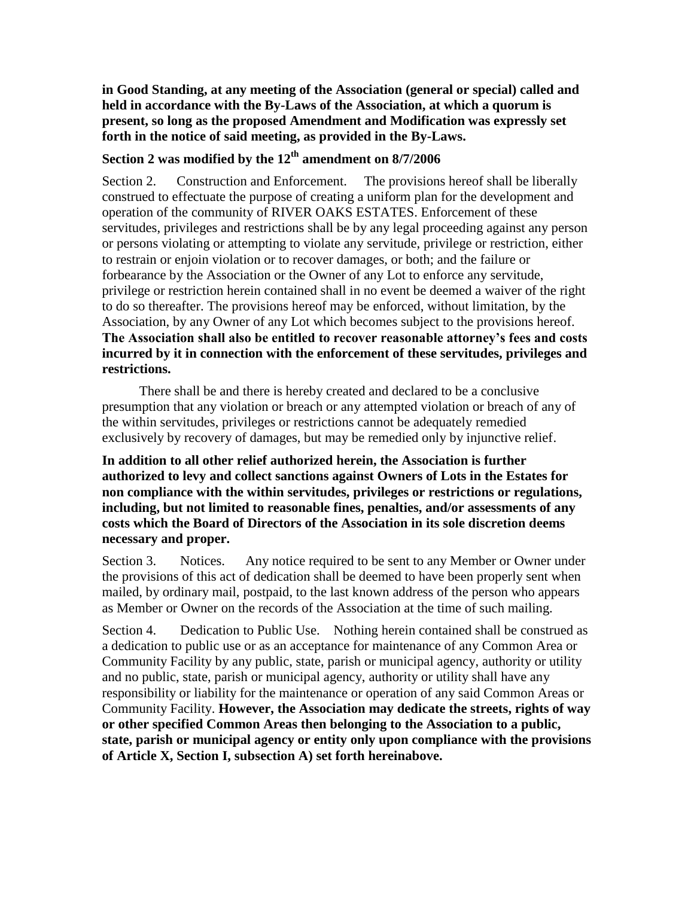**in Good Standing, at any meeting of the Association (general or special) called and held in accordance with the By-Laws of the Association, at which a quorum is present, so long as the proposed Amendment and Modification was expressly set forth in the notice of said meeting, as provided in the By-Laws.**

**Section 2 was modified by the 12th amendment on 8/7/2006**

Section 2. Construction and Enforcement. The provisions hereof shall be liberally construed to effectuate the purpose of creating a uniform plan for the development and operation of the community of RIVER OAKS ESTATES. Enforcement of these servitudes, privileges and restrictions shall be by any legal proceeding against any person or persons violating or attempting to violate any servitude, privilege or restriction, either to restrain or enjoin violation or to recover damages, or both; and the failure or forbearance by the Association or the Owner of any Lot to enforce any servitude, privilege or restriction herein contained shall in no event be deemed a waiver of the right to do so thereafter. The provisions hereof may be enforced, without limitation, by the Association, by any Owner of any Lot which becomes subject to the provisions hereof. **The Association shall also be entitled to recover reasonable attorney's fees and costs incurred by it in connection with the enforcement of these servitudes, privileges and restrictions.**

There shall be and there is hereby created and declared to be a conclusive presumption that any violation or breach or any attempted violation or breach of any of the within servitudes, privileges or restrictions cannot be adequately remedied exclusively by recovery of damages, but may be remedied only by injunctive relief.

**In addition to all other relief authorized herein, the Association is further authorized to levy and collect sanctions against Owners of Lots in the Estates for non compliance with the within servitudes, privileges or restrictions or regulations, including, but not limited to reasonable fines, penalties, and/or assessments of any costs which the Board of Directors of the Association in its sole discretion deems necessary and proper.**

Section 3. Notices. Any notice required to be sent to any Member or Owner under the provisions of this act of dedication shall be deemed to have been properly sent when mailed, by ordinary mail, postpaid, to the last known address of the person who appears as Member or Owner on the records of the Association at the time of such mailing.

Section 4. Dedication to Public Use. Nothing herein contained shall be construed as a dedication to public use or as an acceptance for maintenance of any Common Area or Community Facility by any public, state, parish or municipal agency, authority or utility and no public, state, parish or municipal agency, authority or utility shall have any responsibility or liability for the maintenance or operation of any said Common Areas or Community Facility. **However, the Association may dedicate the streets, rights of way or other specified Common Areas then belonging to the Association to a public, state, parish or municipal agency or entity only upon compliance with the provisions of Article X, Section I, subsection A) set forth hereinabove.**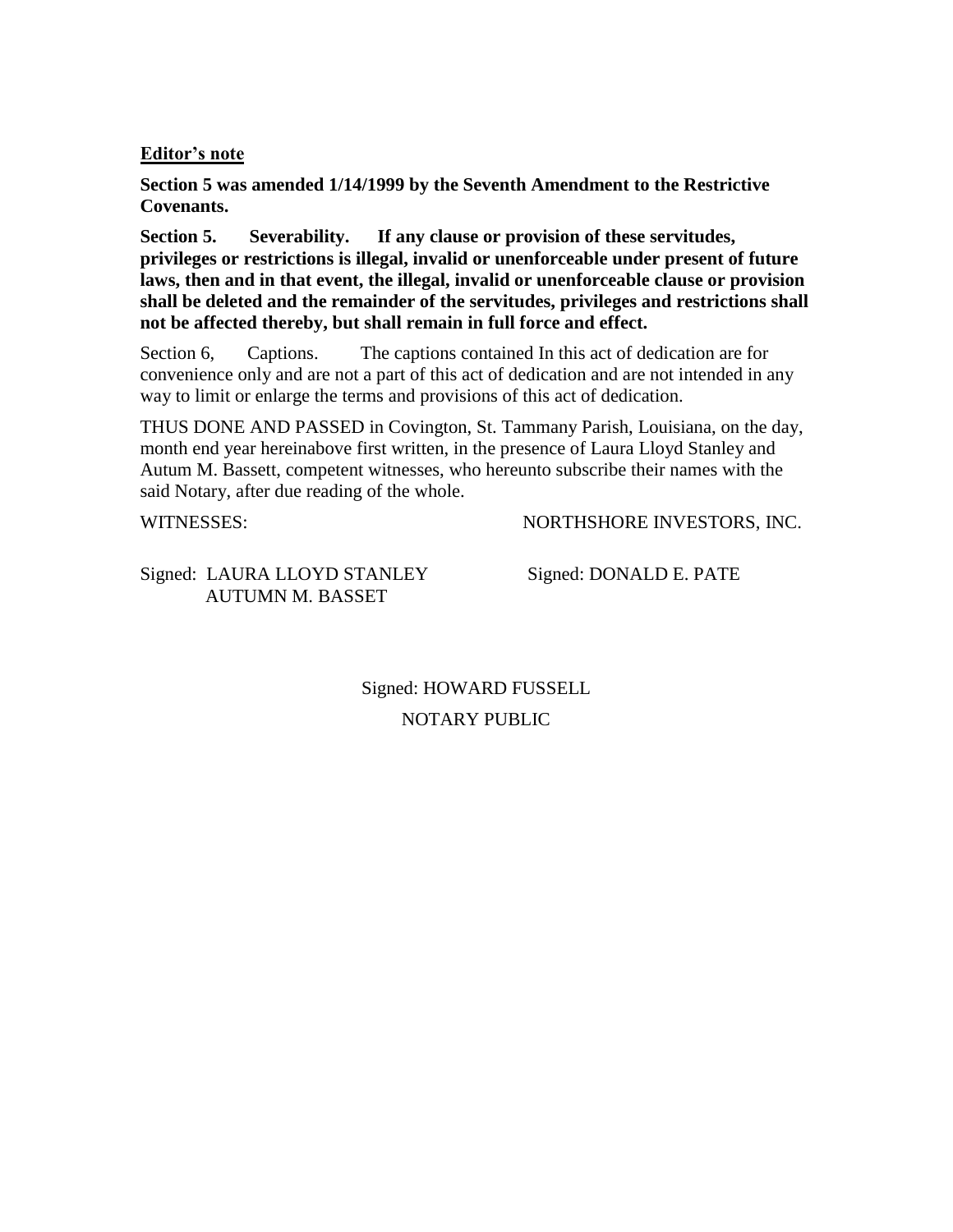**Editor's note**

**Section 5 was amended 1/14/1999 by the Seventh Amendment to the Restrictive Covenants.**

**Section 5. Severability. If any clause or provision of these servitudes, privileges or restrictions is illegal, invalid or unenforceable under present of future laws, then and in that event, the illegal, invalid or unenforceable clause or provision shall be deleted and the remainder of the servitudes, privileges and restrictions shall not be affected thereby, but shall remain in full force and effect.**

Section 6, Captions. The captions contained In this act of dedication are for convenience only and are not a part of this act of dedication and are not intended in any way to limit or enlarge the terms and provisions of this act of dedication.

THUS DONE AND PASSED in Covington, St. Tammany Parish, Louisiana, on the day, month end year hereinabove first written, in the presence of Laura Lloyd Stanley and Autum M. Bassett, competent witnesses, who hereunto subscribe their names with the said Notary, after due reading of the whole.

WITNESSES: NORTHSHORE INVESTORS, INC.

Signed: LAURA LLOYD STANLEY
AUTUMN M. BASSET

Signed: DONALD E. PATE

Signed: HOWARD FUSSELL
NOTARY PUBLIC